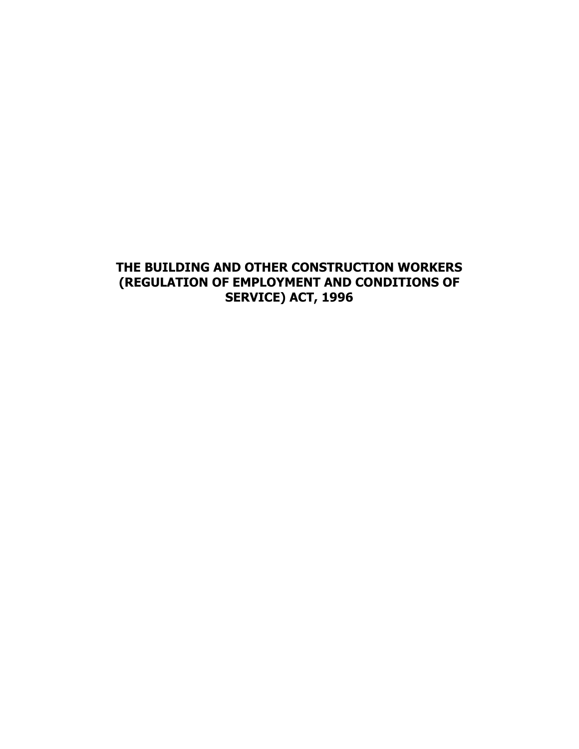# THE BUILDING AND OTHER CONSTRUCTION WORKERS (REGULATION OF EMPLOYMENT AND CONDITIONS OF SERVICE) ACT, 1996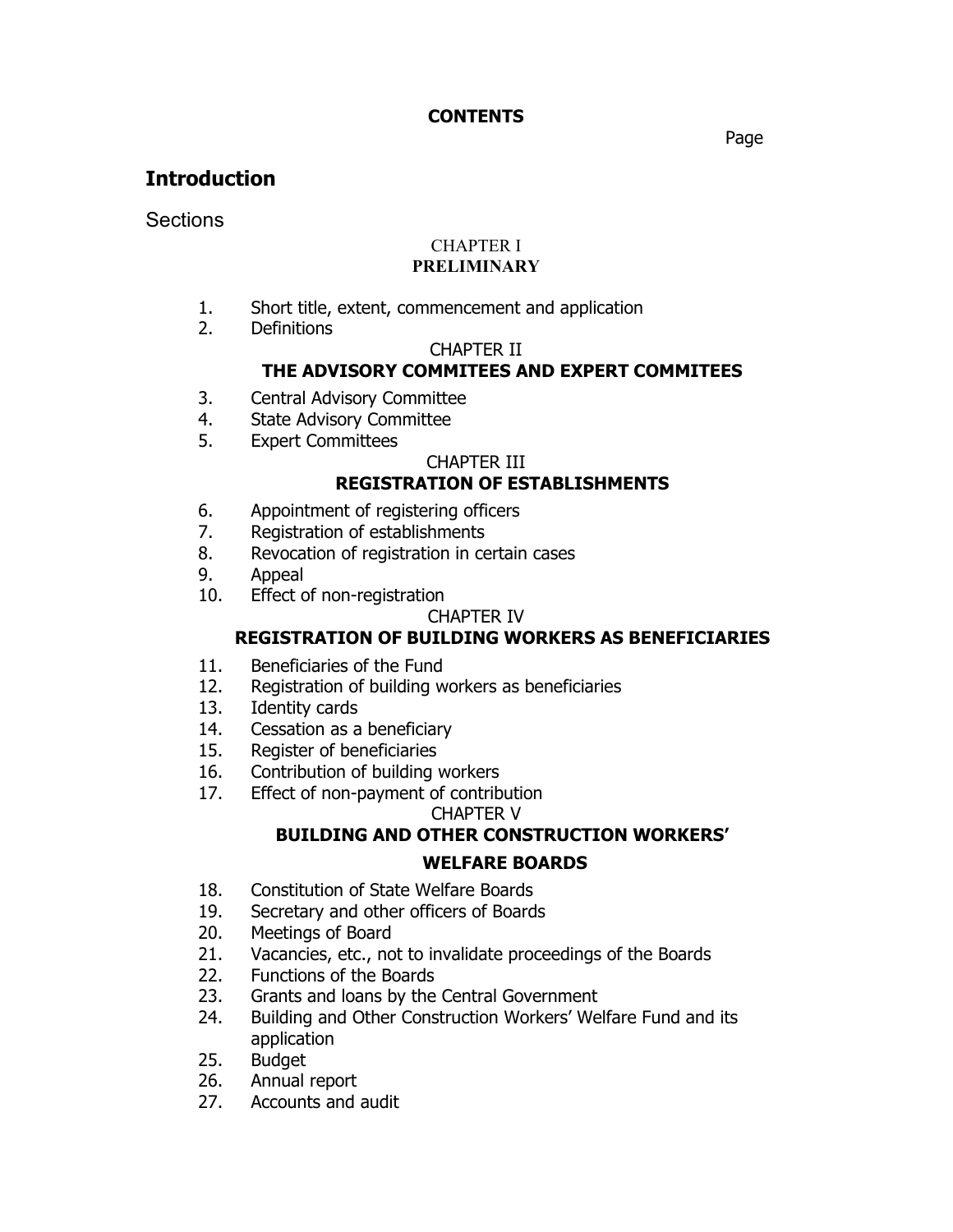**CONTENTS**

Page

## Introduction

Sections

CHAPTER I
**PRELIMINARY**

1. Short title, extent, commencement and application
2. Definitions

CHAPTER II
**THE ADVISORY COMMITEES AND EXPERT COMMITEES**

3. Central Advisory Committee
4. State Advisory Committee
5. Expert Committees

CHAPTER III
**REGISTRATION OF ESTABLISHMENTS**

6. Appointment of registering officers
7. Registration of establishments
8. Revocation of registration in certain cases
9. Appeal
10. Effect of non-registration

CHAPTER IV
**REGISTRATION OF BUILDING WORKERS AS BENEFICIARIES**

11. Beneficiaries of the Fund
12. Registration of building workers as beneficiaries
13. Identity cards
14. Cessation as a beneficiary
15. Register of beneficiaries
16. Contribution of building workers
17. Effect of non-payment of contribution

CHAPTER V
**BUILDING AND OTHER CONSTRUCTION WORKERS' WELFARE BOARDS**

18. Constitution of State Welfare Boards
19. Secretary and other officers of Boards
20. Meetings of Board
21. Vacancies, etc., not to invalidate proceedings of the Boards
22. Functions of the Boards
23. Grants and loans by the Central Government
24. Building and Other Construction Workers' Welfare Fund and its application
25. Budget
26. Annual report
27. Accounts and audit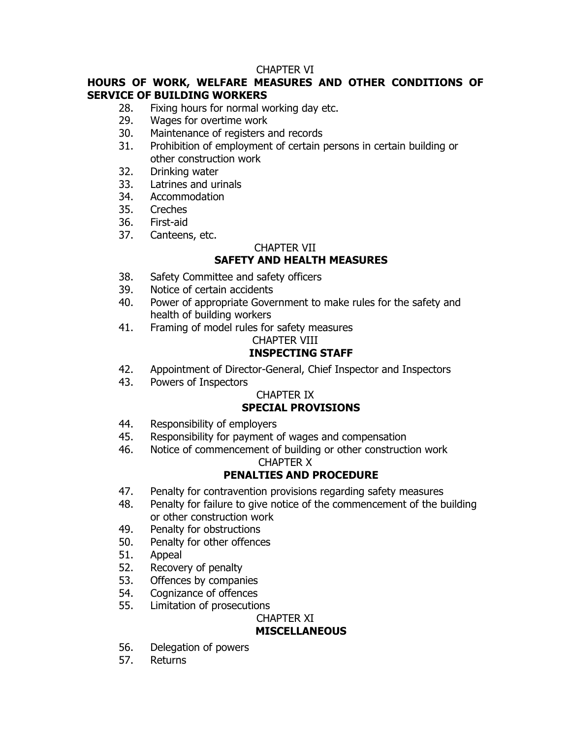CHAPTER VI

**HOURS OF WORK, WELFARE MEASURES AND OTHER CONDITIONS OF SERVICE OF BUILDING WORKERS**

28. Fixing hours for normal working day etc.
29. Wages for overtime work
30. Maintenance of registers and records
31. Prohibition of employment of certain persons in certain building or other construction work
32. Drinking water
33. Latrines and urinals
34. Accommodation
35. Creches
36. First-aid
37. Canteens, etc.

CHAPTER VII

**SAFETY AND HEALTH MEASURES**

38. Safety Committee and safety officers
39. Notice of certain accidents
40. Power of appropriate Government to make rules for the safety and health of building workers
41. Framing of model rules for safety measures

CHAPTER VIII

**INSPECTING STAFF**

42. Appointment of Director-General, Chief Inspector and Inspectors
43. Powers of Inspectors

CHAPTER IX

**SPECIAL PROVISIONS**

44. Responsibility of employers
45. Responsibility for payment of wages and compensation
46. Notice of commencement of building or other construction work

CHAPTER X

**PENALTIES AND PROCEDURE**

47. Penalty for contravention provisions regarding safety measures
48. Penalty for failure to give notice of the commencement of the building or other construction work
49. Penalty for obstructions
50. Penalty for other offences
51. Appeal
52. Recovery of penalty
53. Offences by companies
54. Cognizance of offences
55. Limitation of prosecutions

CHAPTER XI

**MISCELLANEOUS**

56. Delegation of powers
57. Returns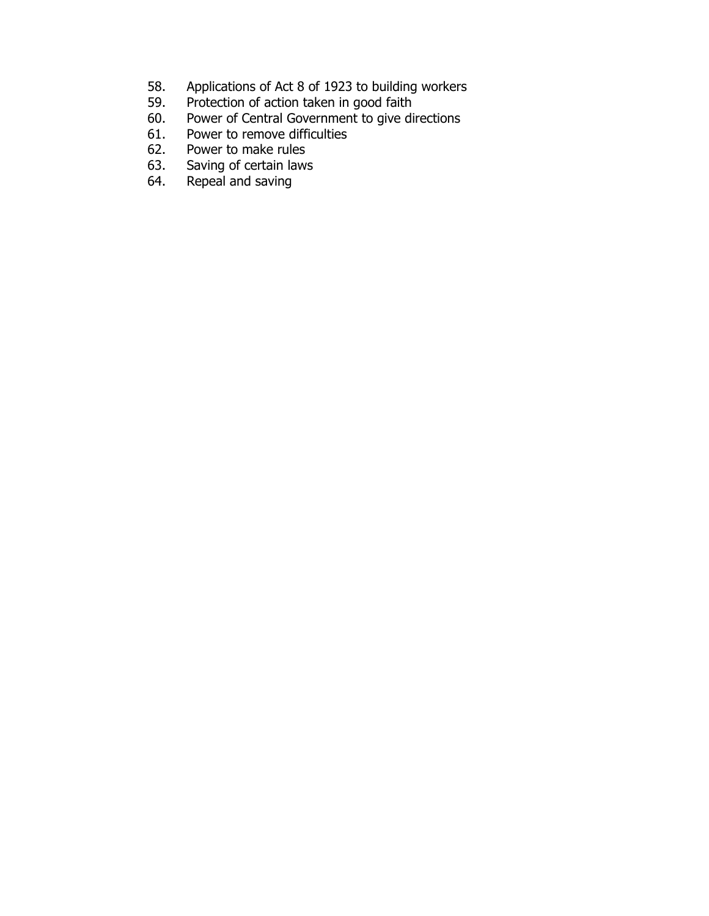58. Applications of Act 8 of 1923 to building workers
59. Protection of action taken in good faith
60. Power of Central Government to give directions
61. Power to remove difficulties
62. Power to make rules
63. Saving of certain laws
64. Repeal and saving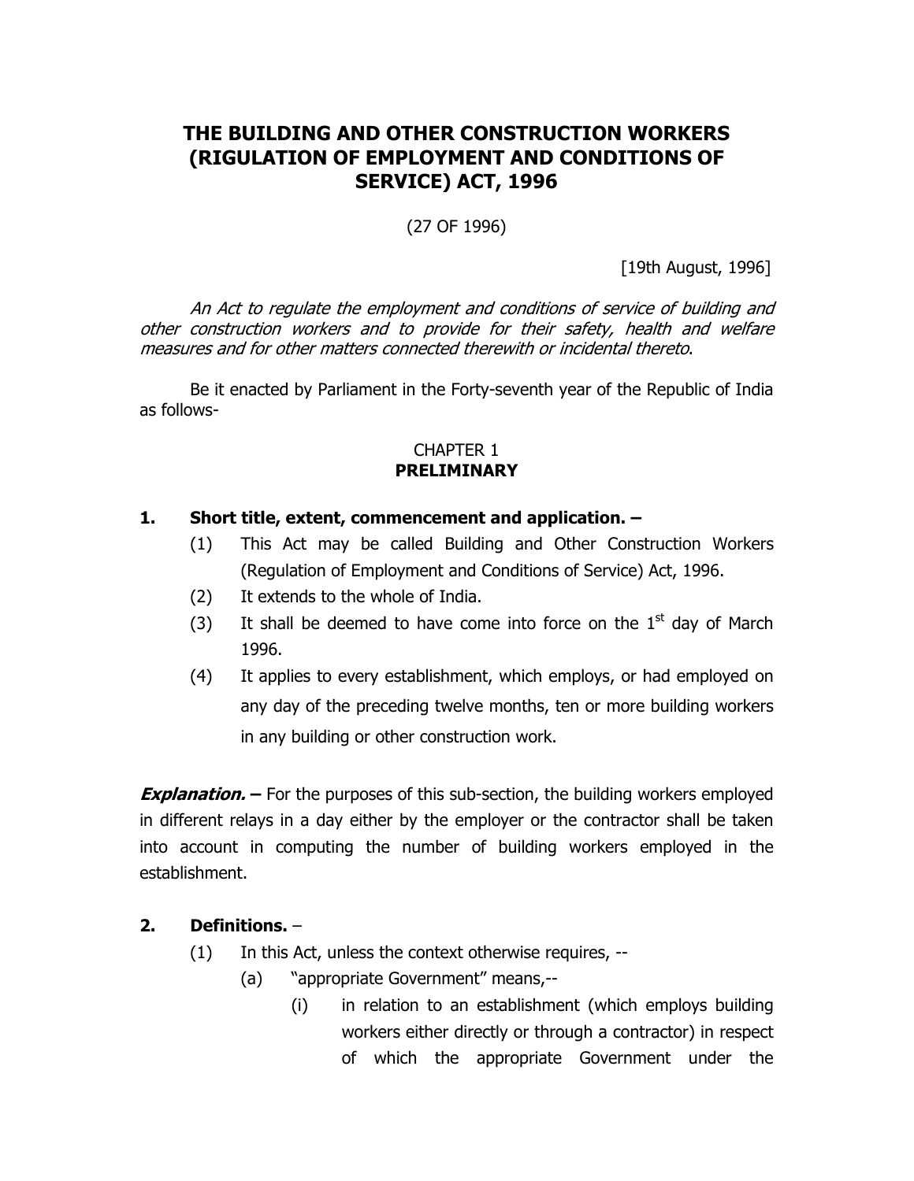# THE BUILDING AND OTHER CONSTRUCTION WORKERS (RIGULATION OF EMPLOYMENT AND CONDITIONS OF SERVICE) ACT, 1996

(27 OF 1996)

[19th August, 1996]

*An Act to regulate the employment and conditions of service of building and other construction workers and to provide for their safety, health and welfare measures and for other matters connected therewith or incidental thereto*.

Be it enacted by Parliament in the Forty-seventh year of the Republic of India as follows-

## CHAPTER 1
## PRELIMINARY

**1. Short title, extent, commencement and application. –**

(1) This Act may be called Building and Other Construction Workers (Regulation of Employment and Conditions of Service) Act, 1996.

(2) It extends to the whole of India.

(3) It shall be deemed to have come into force on the 1st day of March 1996.

(4) It applies to every establishment, which employs, or had employed on any day of the preceding twelve months, ten or more building workers in any building or other construction work.

***Explanation.* –** For the purposes of this sub-section, the building workers employed in different relays in a day either by the employer or the contractor shall be taken into account in computing the number of building workers employed in the establishment.

**2. Definitions.** –

(1) In this Act, unless the context otherwise requires, --

(a) "appropriate Government" means,--

(i) in relation to an establishment (which employs building workers either directly or through a contractor) in respect of which the appropriate Government under the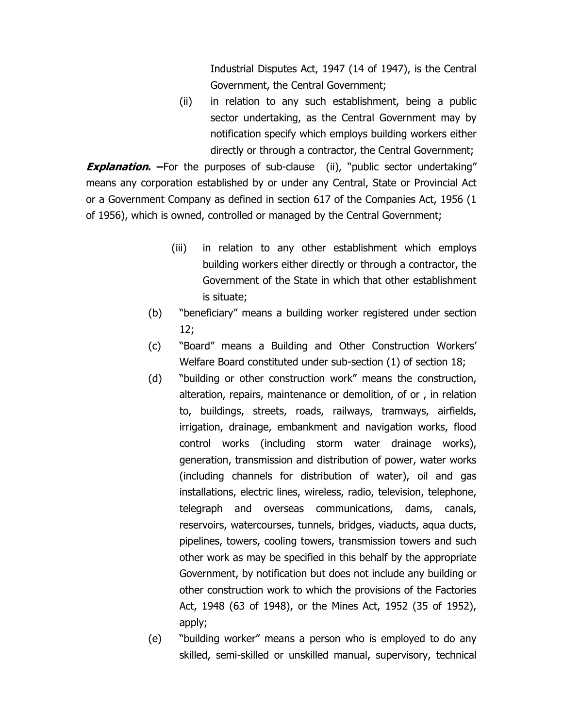Industrial Disputes Act, 1947 (14 of 1947), is the Central Government, the Central Government;

(ii) in relation to any such establishment, being a public sector undertaking, as the Central Government may by notification specify which employs building workers either directly or through a contractor, the Central Government;

***Explanation.* –**For the purposes of sub-clause (ii), "public sector undertaking" means any corporation established by or under any Central, State or Provincial Act or a Government Company as defined in section 617 of the Companies Act, 1956 (1 of 1956), which is owned, controlled or managed by the Central Government;

(iii) in relation to any other establishment which employs building workers either directly or through a contractor, the Government of the State in which that other establishment is situate;

(b) "beneficiary" means a building worker registered under section 12;

(c) "Board" means a Building and Other Construction Workers' Welfare Board constituted under sub-section (1) of section 18;

(d) "building or other construction work" means the construction, alteration, repairs, maintenance or demolition, of or , in relation to, buildings, streets, roads, railways, tramways, airfields, irrigation, drainage, embankment and navigation works, flood control works (including storm water drainage works), generation, transmission and distribution of power, water works (including channels for distribution of water), oil and gas installations, electric lines, wireless, radio, television, telephone, telegraph and overseas communications, dams, canals, reservoirs, watercourses, tunnels, bridges, viaducts, aqua ducts, pipelines, towers, cooling towers, transmission towers and such other work as may be specified in this behalf by the appropriate Government, by notification but does not include any building or other construction work to which the provisions of the Factories Act, 1948 (63 of 1948), or the Mines Act, 1952 (35 of 1952), apply;

(e) "building worker" means a person who is employed to do any skilled, semi-skilled or unskilled manual, supervisory, technical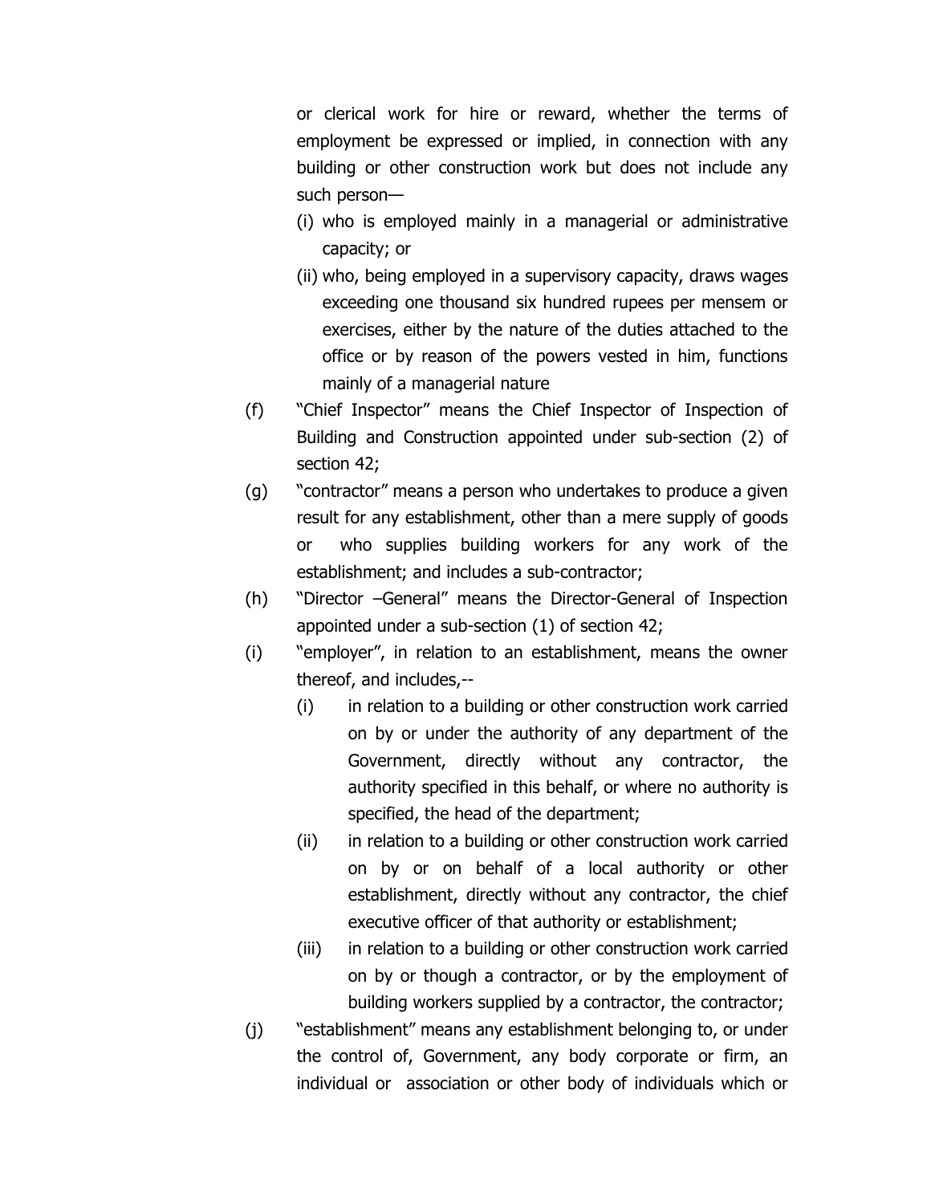or clerical work for hire or reward, whether the terms of employment be expressed or implied, in connection with any building or other construction work but does not include any such person—

(i) who is employed mainly in a managerial or administrative capacity; or

(ii) who, being employed in a supervisory capacity, draws wages exceeding one thousand six hundred rupees per mensem or exercises, either by the nature of the duties attached to the office or by reason of the powers vested in him, functions mainly of a managerial nature

(f) "Chief Inspector" means the Chief Inspector of Inspection of Building and Construction appointed under sub-section (2) of section 42;

(g) "contractor" means a person who undertakes to produce a given result for any establishment, other than a mere supply of goods or who supplies building workers for any work of the establishment; and includes a sub-contractor;

(h) "Director –General" means the Director-General of Inspection appointed under a sub-section (1) of section 42;

(i) "employer", in relation to an establishment, means the owner thereof, and includes,--

(i) in relation to a building or other construction work carried on by or under the authority of any department of the Government, directly without any contractor, the authority specified in this behalf, or where no authority is specified, the head of the department;

(ii) in relation to a building or other construction work carried on by or on behalf of a local authority or other establishment, directly without any contractor, the chief executive officer of that authority or establishment;

(iii) in relation to a building or other construction work carried on by or though a contractor, or by the employment of building workers supplied by a contractor, the contractor;

(j) "establishment" means any establishment belonging to, or under the control of, Government, any body corporate or firm, an individual or association or other body of individuals which or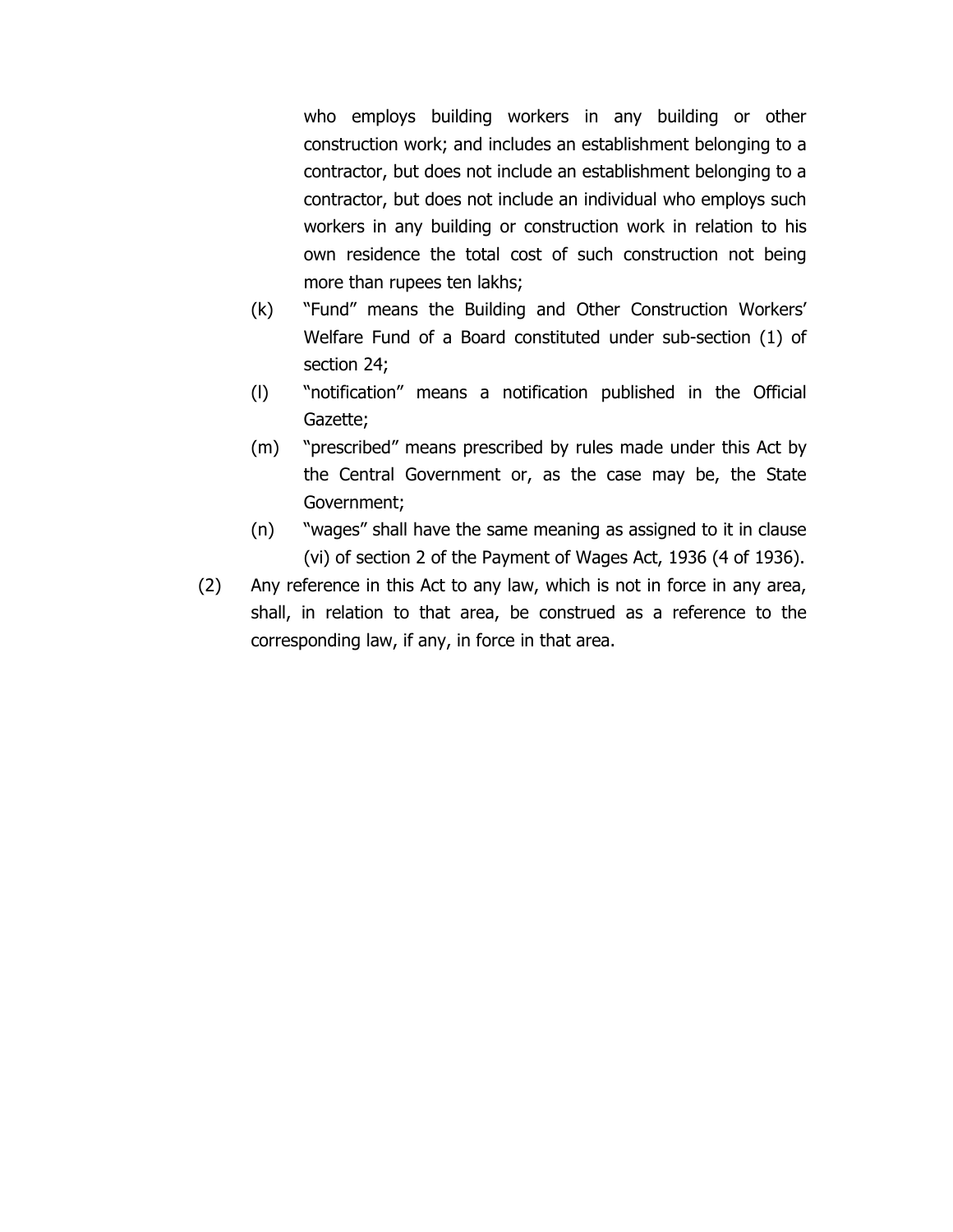who employs building workers in any building or other construction work; and includes an establishment belonging to a contractor, but does not include an establishment belonging to a contractor, but does not include an individual who employs such workers in any building or construction work in relation to his own residence the total cost of such construction not being more than rupees ten lakhs;

(k) "Fund" means the Building and Other Construction Workers' Welfare Fund of a Board constituted under sub-section (1) of section 24;

(l) "notification" means a notification published in the Official Gazette;

(m) "prescribed" means prescribed by rules made under this Act by the Central Government or, as the case may be, the State Government;

(n) "wages" shall have the same meaning as assigned to it in clause (vi) of section 2 of the Payment of Wages Act, 1936 (4 of 1936).

(2) Any reference in this Act to any law, which is not in force in any area, shall, in relation to that area, be construed as a reference to the corresponding law, if any, in force in that area.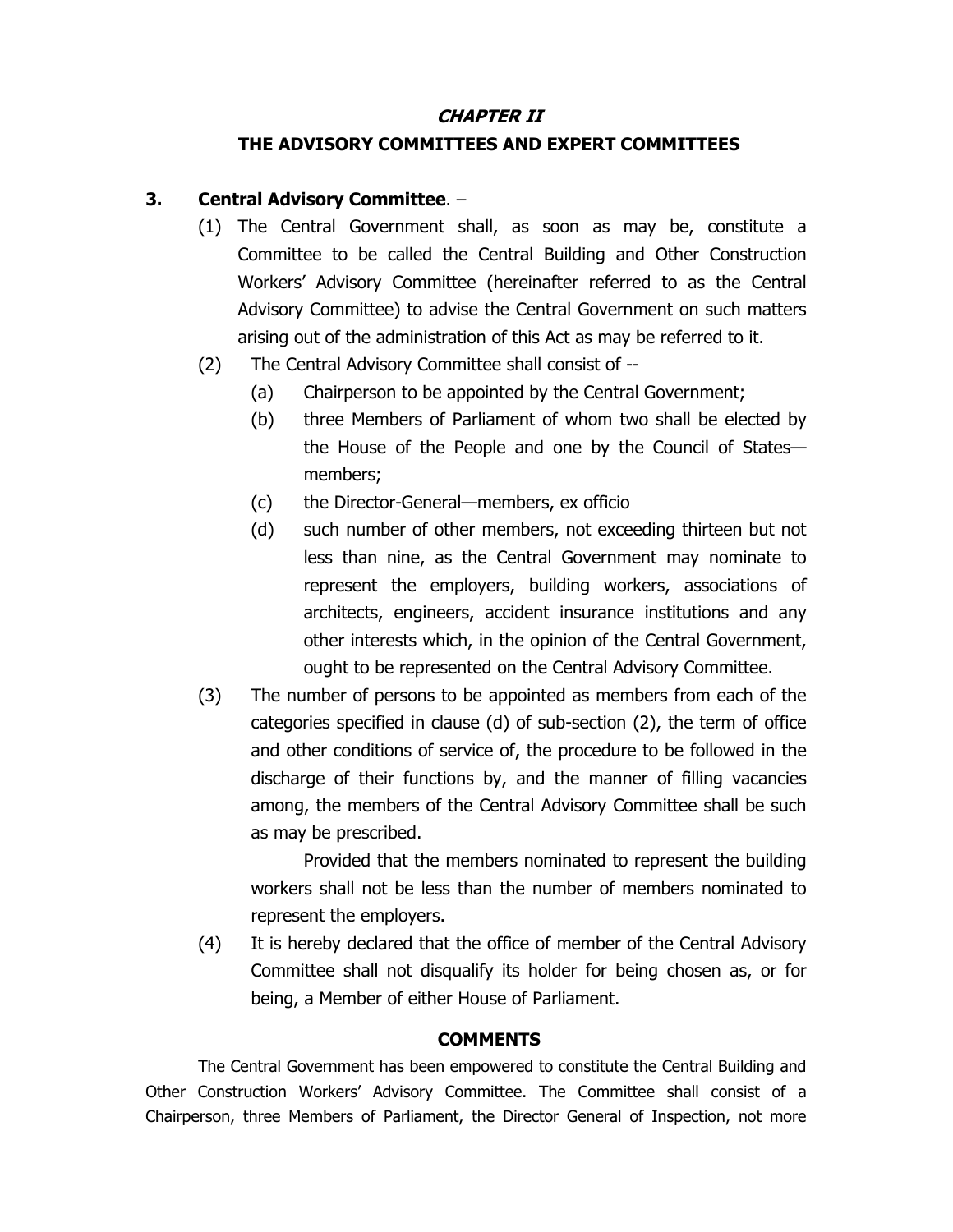## *CHAPTER II*

## THE ADVISORY COMMITTEES AND EXPERT COMMITTEES

**3. Central Advisory Committee**. –

(1) The Central Government shall, as soon as may be, constitute a Committee to be called the Central Building and Other Construction Workers' Advisory Committee (hereinafter referred to as the Central Advisory Committee) to advise the Central Government on such matters arising out of the administration of this Act as may be referred to it.

(2) The Central Advisory Committee shall consist of --

(a) Chairperson to be appointed by the Central Government;

(b) three Members of Parliament of whom two shall be elected by the House of the People and one by the Council of States—members;

(c) the Director-General—members, ex officio

(d) such number of other members, not exceeding thirteen but not less than nine, as the Central Government may nominate to represent the employers, building workers, associations of architects, engineers, accident insurance institutions and any other interests which, in the opinion of the Central Government, ought to be represented on the Central Advisory Committee.

(3) The number of persons to be appointed as members from each of the categories specified in clause (d) of sub-section (2), the term of office and other conditions of service of, the procedure to be followed in the discharge of their functions by, and the manner of filling vacancies among, the members of the Central Advisory Committee shall be such as may be prescribed.

Provided that the members nominated to represent the building workers shall not be less than the number of members nominated to represent the employers.

(4) It is hereby declared that the office of member of the Central Advisory Committee shall not disqualify its holder for being chosen as, or for being, a Member of either House of Parliament.

**COMMENTS**

The Central Government has been empowered to constitute the Central Building and Other Construction Workers' Advisory Committee. The Committee shall consist of a Chairperson, three Members of Parliament, the Director General of Inspection, not more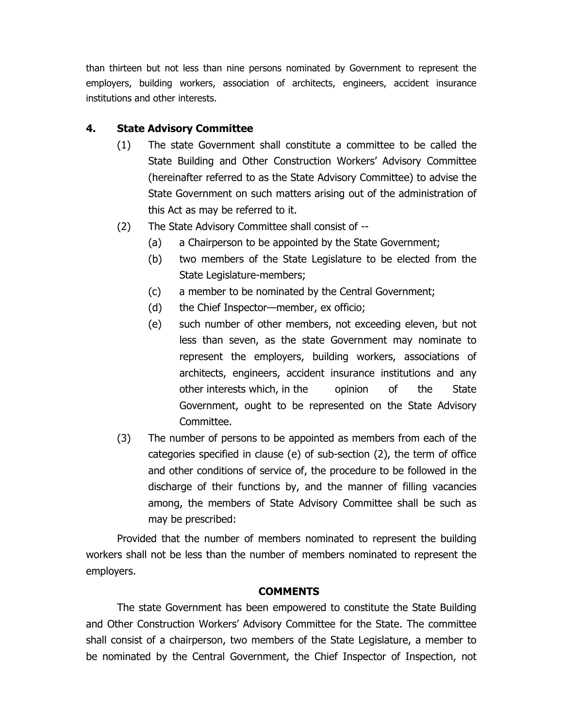than thirteen but not less than nine persons nominated by Government to represent the employers, building workers, association of architects, engineers, accident insurance institutions and other interests.

## 4. State Advisory Committee

(1) The state Government shall constitute a committee to be called the State Building and Other Construction Workers' Advisory Committee (hereinafter referred to as the State Advisory Committee) to advise the State Government on such matters arising out of the administration of this Act as may be referred to it.

(2) The State Advisory Committee shall consist of --

- (a) a Chairperson to be appointed by the State Government;
- (b) two members of the State Legislature to be elected from the State Legislature-members;
- (c) a member to be nominated by the Central Government;
- (d) the Chief Inspector—member, ex officio;
- (e) such number of other members, not exceeding eleven, but not less than seven, as the state Government may nominate to represent the employers, building workers, associations of architects, engineers, accident insurance institutions and any other interests which, in the opinion of the State Government, ought to be represented on the State Advisory Committee.

(3) The number of persons to be appointed as members from each of the categories specified in clause (e) of sub-section (2), the term of office and other conditions of service of, the procedure to be followed in the discharge of their functions by, and the manner of filling vacancies among, the members of State Advisory Committee shall be such as may be prescribed:

Provided that the number of members nominated to represent the building workers shall not be less than the number of members nominated to represent the employers.

**COMMENTS**

The state Government has been empowered to constitute the State Building and Other Construction Workers' Advisory Committee for the State. The committee shall consist of a chairperson, two members of the State Legislature, a member to be nominated by the Central Government, the Chief Inspector of Inspection, not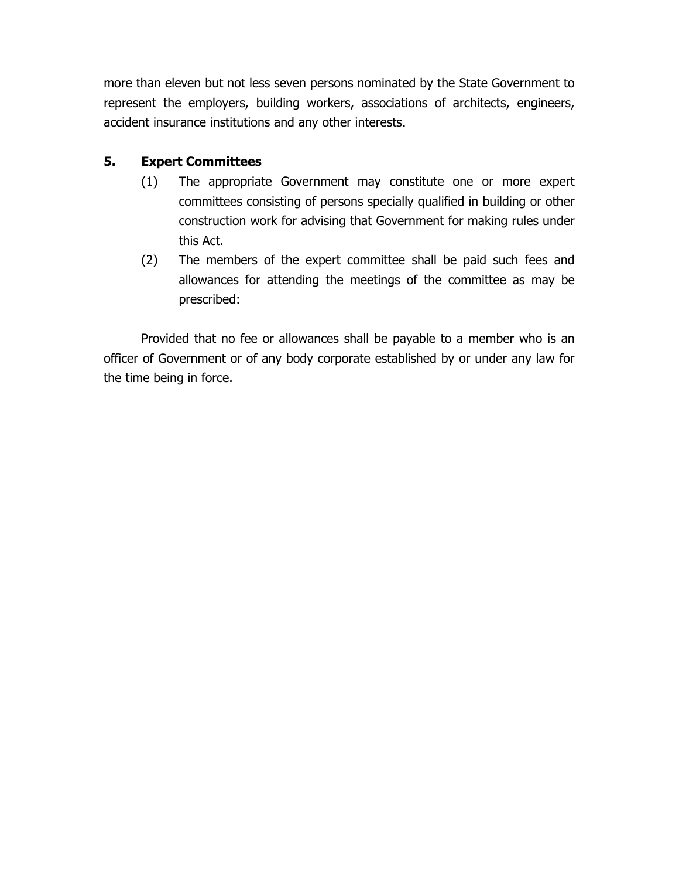more than eleven but not less seven persons nominated by the State Government to represent the employers, building workers, associations of architects, engineers, accident insurance institutions and any other interests.

**5. Expert Committees**

(1) The appropriate Government may constitute one or more expert committees consisting of persons specially qualified in building or other construction work for advising that Government for making rules under this Act.

(2) The members of the expert committee shall be paid such fees and allowances for attending the meetings of the committee as may be prescribed:

Provided that no fee or allowances shall be payable to a member who is an officer of Government or of any body corporate established by or under any law for the time being in force.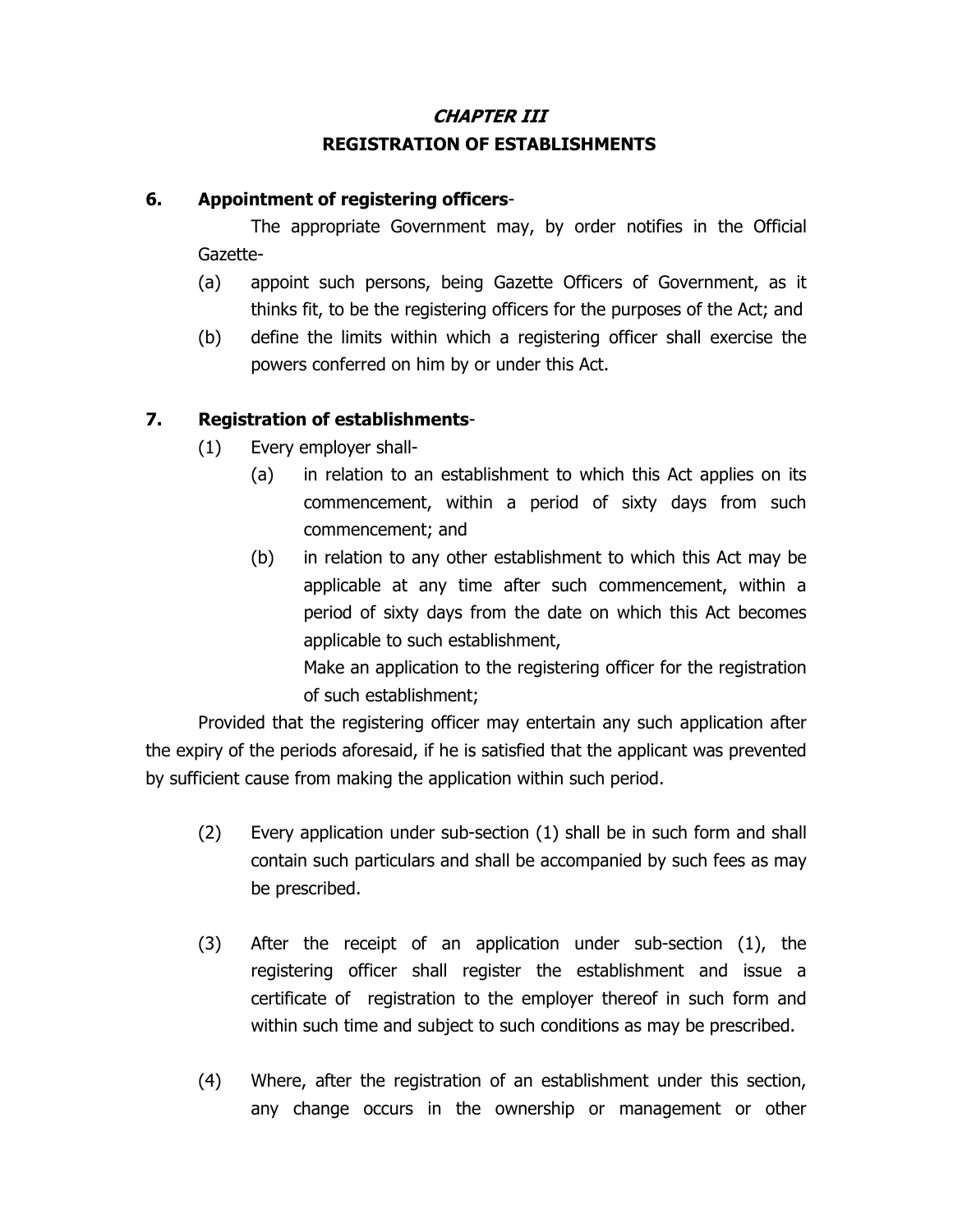## *CHAPTER III*

## REGISTRATION OF ESTABLISHMENTS

**6. Appointment of registering officers**-

The appropriate Government may, by order notifies in the Official Gazette-

(a) appoint such persons, being Gazette Officers of Government, as it thinks fit, to be the registering officers for the purposes of the Act; and

(b) define the limits within which a registering officer shall exercise the powers conferred on him by or under this Act.

**7. Registration of establishments**-

(1) Every employer shall-

(a) in relation to an establishment to which this Act applies on its commencement, within a period of sixty days from such commencement; and

(b) in relation to any other establishment to which this Act may be applicable at any time after such commencement, within a period of sixty days from the date on which this Act becomes applicable to such establishment,

Make an application to the registering officer for the registration of such establishment;

Provided that the registering officer may entertain any such application after the expiry of the periods aforesaid, if he is satisfied that the applicant was prevented by sufficient cause from making the application within such period.

(2) Every application under sub-section (1) shall be in such form and shall contain such particulars and shall be accompanied by such fees as may be prescribed.

(3) After the receipt of an application under sub-section (1), the registering officer shall register the establishment and issue a certificate of registration to the employer thereof in such form and within such time and subject to such conditions as may be prescribed.

(4) Where, after the registration of an establishment under this section, any change occurs in the ownership or management or other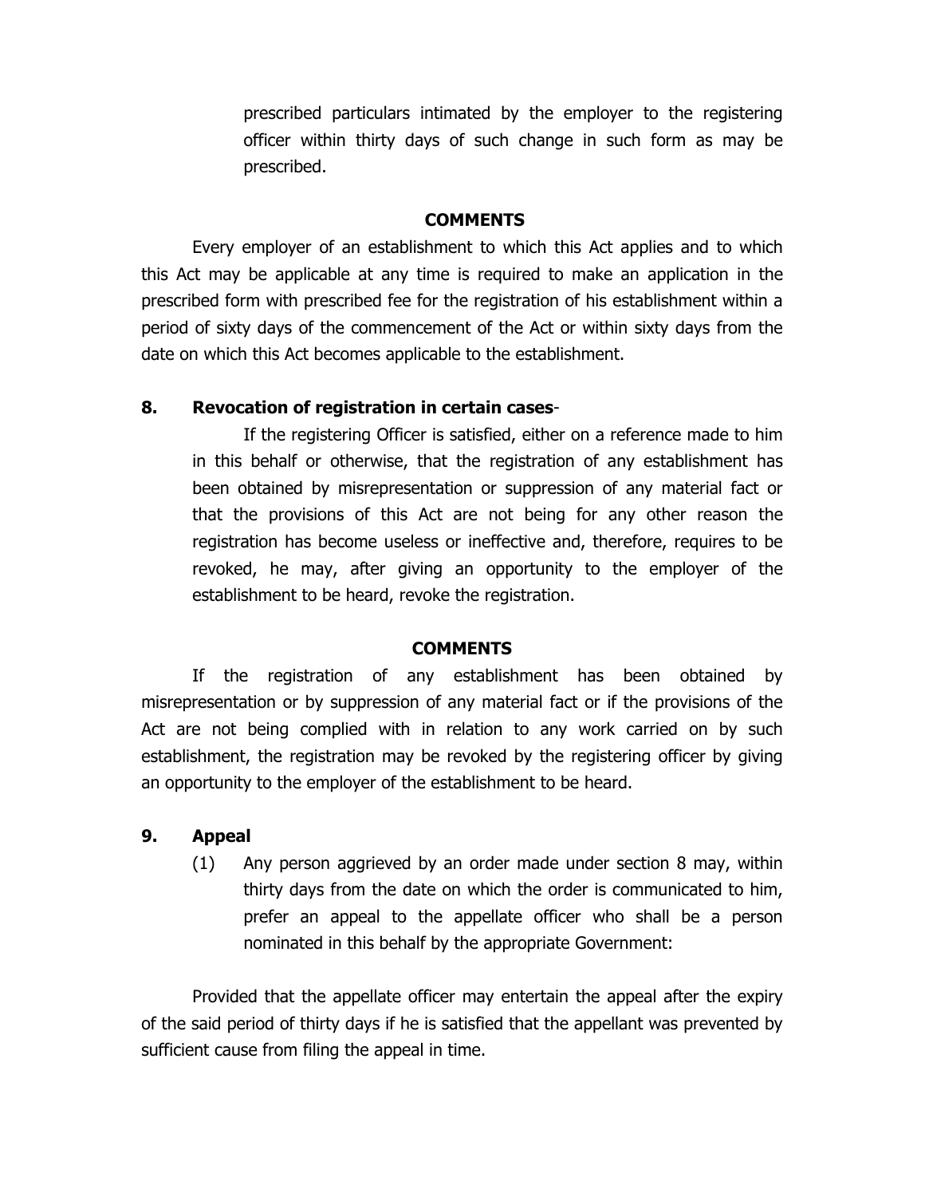prescribed particulars intimated by the employer to the registering officer within thirty days of such change in such form as may be prescribed.

**COMMENTS**

Every employer of an establishment to which this Act applies and to which this Act may be applicable at any time is required to make an application in the prescribed form with prescribed fee for the registration of his establishment within a period of sixty days of the commencement of the Act or within sixty days from the date on which this Act becomes applicable to the establishment.

### 8. Revocation of registration in certain cases-

If the registering Officer is satisfied, either on a reference made to him in this behalf or otherwise, that the registration of any establishment has been obtained by misrepresentation or suppression of any material fact or that the provisions of this Act are not being for any other reason the registration has become useless or ineffective and, therefore, requires to be revoked, he may, after giving an opportunity to the employer of the establishment to be heard, revoke the registration.

**COMMENTS**

If the registration of any establishment has been obtained by misrepresentation or by suppression of any material fact or if the provisions of the Act are not being complied with in relation to any work carried on by such establishment, the registration may be revoked by the registering officer by giving an opportunity to the employer of the establishment to be heard.

### 9. Appeal

(1) Any person aggrieved by an order made under section 8 may, within thirty days from the date on which the order is communicated to him, prefer an appeal to the appellate officer who shall be a person nominated in this behalf by the appropriate Government:

Provided that the appellate officer may entertain the appeal after the expiry of the said period of thirty days if he is satisfied that the appellant was prevented by sufficient cause from filing the appeal in time.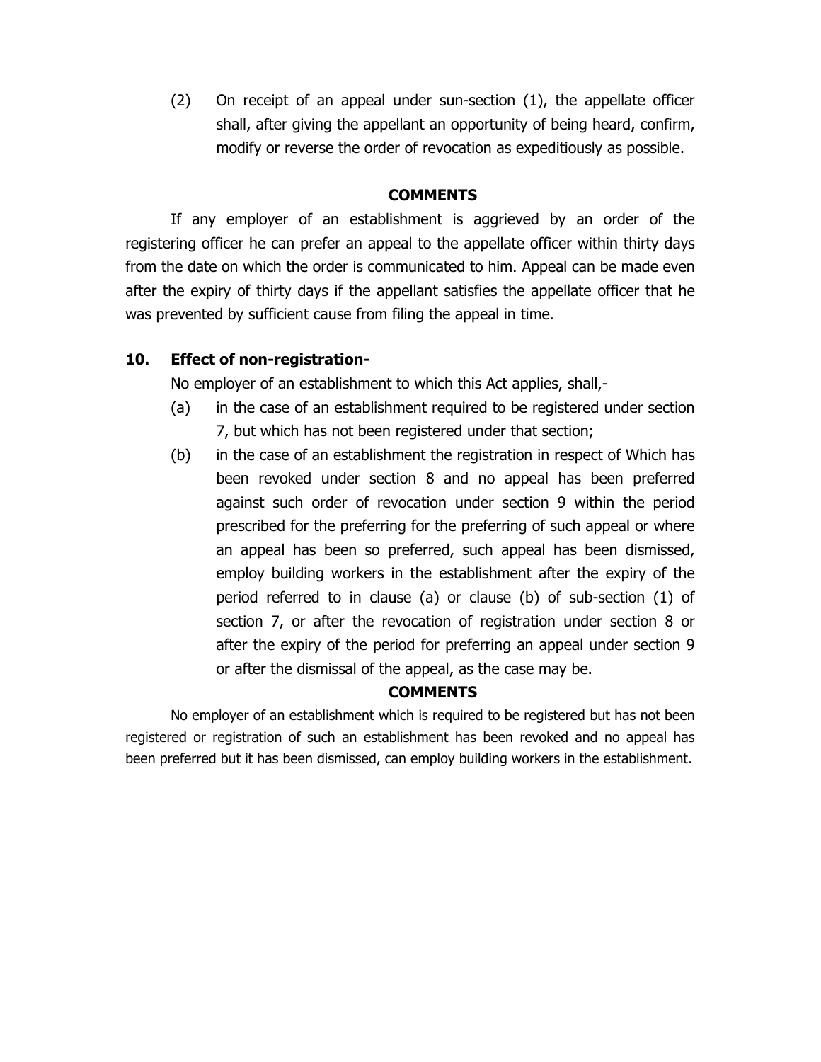(2) On receipt of an appeal under sun-section (1), the appellate officer shall, after giving the appellant an opportunity of being heard, confirm, modify or reverse the order of revocation as expeditiously as possible.

**COMMENTS**

If any employer of an establishment is aggrieved by an order of the registering officer he can prefer an appeal to the appellate officer within thirty days from the date on which the order is communicated to him. Appeal can be made even after the expiry of thirty days if the appellant satisfies the appellate officer that he was prevented by sufficient cause from filing the appeal in time.

**10. Effect of non-registration-**

No employer of an establishment to which this Act applies, shall,-

(a) in the case of an establishment required to be registered under section 7, but which has not been registered under that section;

(b) in the case of an establishment the registration in respect of Which has been revoked under section 8 and no appeal has been preferred against such order of revocation under section 9 within the period prescribed for the preferring for the preferring of such appeal or where an appeal has been so preferred, such appeal has been dismissed, employ building workers in the establishment after the expiry of the period referred to in clause (a) or clause (b) of sub-section (1) of section 7, or after the revocation of registration under section 8 or after the expiry of the period for preferring an appeal under section 9 or after the dismissal of the appeal, as the case may be.

**COMMENTS**

No employer of an establishment which is required to be registered but has not been registered or registration of such an establishment has been revoked and no appeal has been preferred but it has been dismissed, can employ building workers in the establishment.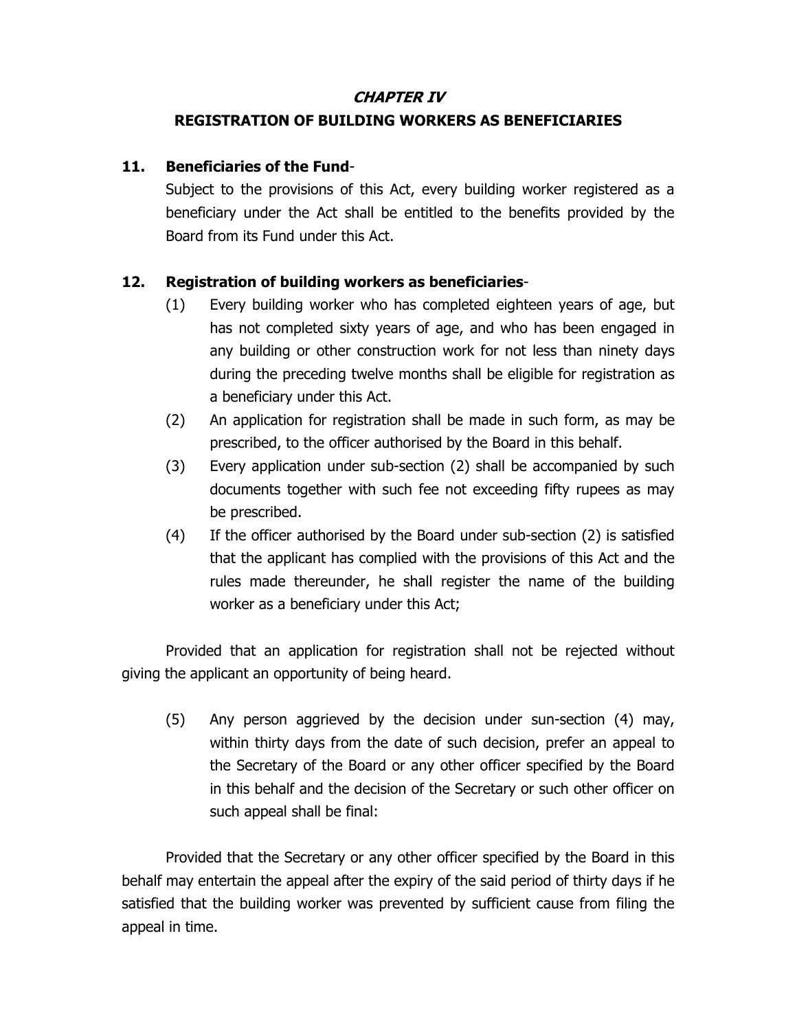## *CHAPTER IV*

## REGISTRATION OF BUILDING WORKERS AS BENEFICIARIES

**11. Beneficiaries of the Fund**-

Subject to the provisions of this Act, every building worker registered as a beneficiary under the Act shall be entitled to the benefits provided by the Board from its Fund under this Act.

**12. Registration of building workers as beneficiaries**-

(1) Every building worker who has completed eighteen years of age, but has not completed sixty years of age, and who has been engaged in any building or other construction work for not less than ninety days during the preceding twelve months shall be eligible for registration as a beneficiary under this Act.

(2) An application for registration shall be made in such form, as may be prescribed, to the officer authorised by the Board in this behalf.

(3) Every application under sub-section (2) shall be accompanied by such documents together with such fee not exceeding fifty rupees as may be prescribed.

(4) If the officer authorised by the Board under sub-section (2) is satisfied that the applicant has complied with the provisions of this Act and the rules made thereunder, he shall register the name of the building worker as a beneficiary under this Act;

Provided that an application for registration shall not be rejected without giving the applicant an opportunity of being heard.

(5) Any person aggrieved by the decision under sun-section (4) may, within thirty days from the date of such decision, prefer an appeal to the Secretary of the Board or any other officer specified by the Board in this behalf and the decision of the Secretary or such other officer on such appeal shall be final:

Provided that the Secretary or any other officer specified by the Board in this behalf may entertain the appeal after the expiry of the said period of thirty days if he satisfied that the building worker was prevented by sufficient cause from filing the appeal in time.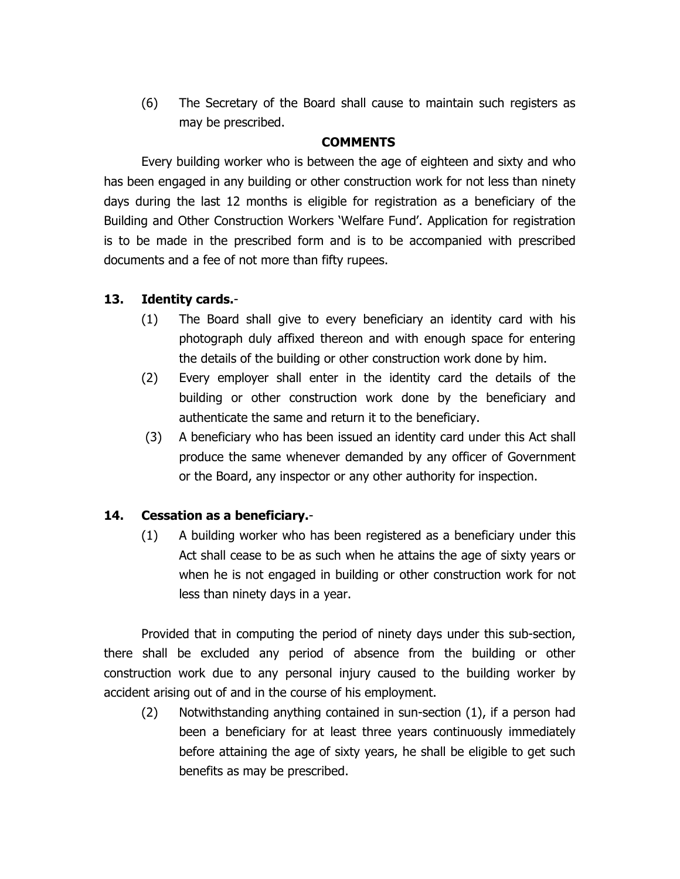(6) The Secretary of the Board shall cause to maintain such registers as may be prescribed.

**COMMENTS**

Every building worker who is between the age of eighteen and sixty and who has been engaged in any building or other construction work for not less than ninety days during the last 12 months is eligible for registration as a beneficiary of the Building and Other Construction Workers 'Welfare Fund'. Application for registration is to be made in the prescribed form and is to be accompanied with prescribed documents and a fee of not more than fifty rupees.

**13. Identity cards.**-

(1) The Board shall give to every beneficiary an identity card with his photograph duly affixed thereon and with enough space for entering the details of the building or other construction work done by him.

(2) Every employer shall enter in the identity card the details of the building or other construction work done by the beneficiary and authenticate the same and return it to the beneficiary.

(3) A beneficiary who has been issued an identity card under this Act shall produce the same whenever demanded by any officer of Government or the Board, any inspector or any other authority for inspection.

**14. Cessation as a beneficiary.**-

(1) A building worker who has been registered as a beneficiary under this Act shall cease to be as such when he attains the age of sixty years or when he is not engaged in building or other construction work for not less than ninety days in a year.

Provided that in computing the period of ninety days under this sub-section, there shall be excluded any period of absence from the building or other construction work due to any personal injury caused to the building worker by accident arising out of and in the course of his employment.

(2) Notwithstanding anything contained in sun-section (1), if a person had been a beneficiary for at least three years continuously immediately before attaining the age of sixty years, he shall be eligible to get such benefits as may be prescribed.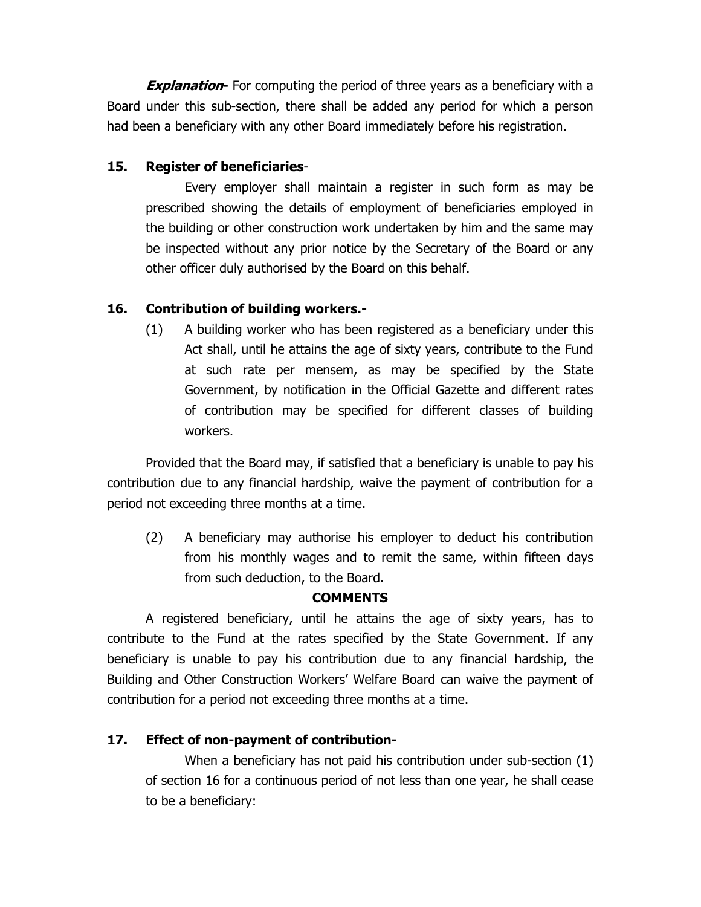***Explanation-*** For computing the period of three years as a beneficiary with a Board under this sub-section, there shall be added any period for which a person had been a beneficiary with any other Board immediately before his registration.

## 15. Register of beneficiaries-

Every employer shall maintain a register in such form as may be prescribed showing the details of employment of beneficiaries employed in the building or other construction work undertaken by him and the same may be inspected without any prior notice by the Secretary of the Board or any other officer duly authorised by the Board on this behalf.

## 16. Contribution of building workers.-

(1) A building worker who has been registered as a beneficiary under this Act shall, until he attains the age of sixty years, contribute to the Fund at such rate per mensem, as may be specified by the State Government, by notification in the Official Gazette and different rates of contribution may be specified for different classes of building workers.

Provided that the Board may, if satisfied that a beneficiary is unable to pay his contribution due to any financial hardship, waive the payment of contribution for a period not exceeding three months at a time.

(2) A beneficiary may authorise his employer to deduct his contribution from his monthly wages and to remit the same, within fifteen days from such deduction, to the Board.

**COMMENTS**

A registered beneficiary, until he attains the age of sixty years, has to contribute to the Fund at the rates specified by the State Government. If any beneficiary is unable to pay his contribution due to any financial hardship, the Building and Other Construction Workers' Welfare Board can waive the payment of contribution for a period not exceeding three months at a time.

## 17. Effect of non-payment of contribution-

When a beneficiary has not paid his contribution under sub-section (1) of section 16 for a continuous period of not less than one year, he shall cease to be a beneficiary: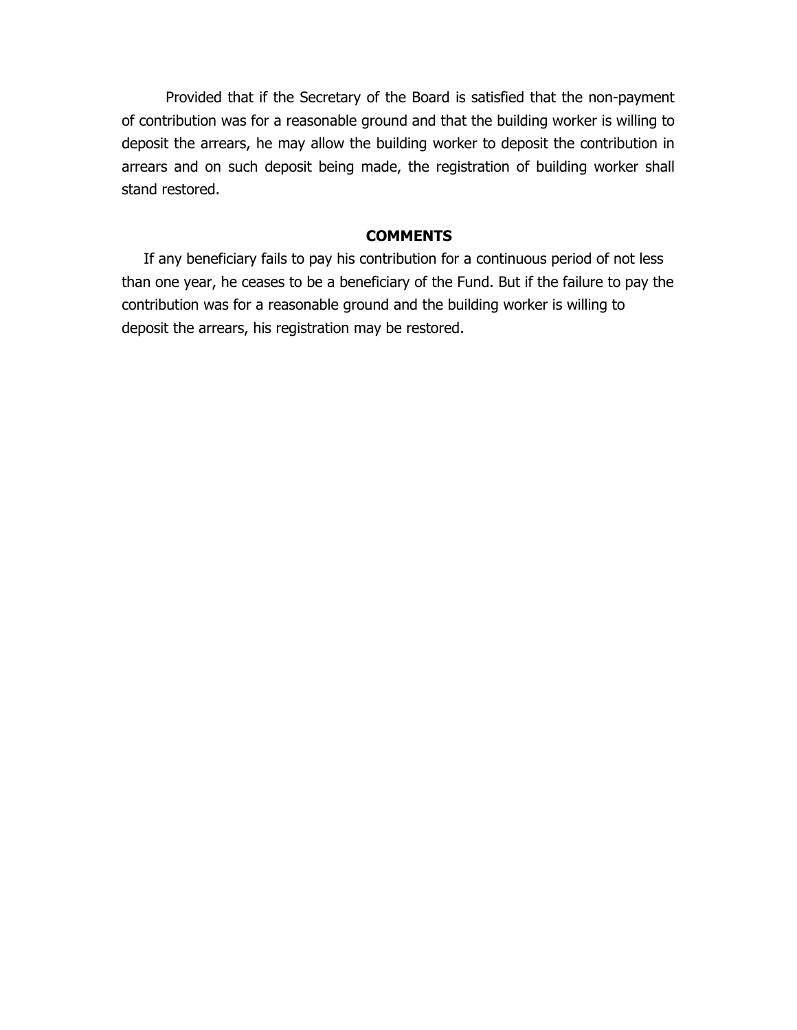Provided that if the Secretary of the Board is satisfied that the non-payment of contribution was for a reasonable ground and that the building worker is willing to deposit the arrears, he may allow the building worker to deposit the contribution in arrears and on such deposit being made, the registration of building worker shall stand restored.

**COMMENTS**

If any beneficiary fails to pay his contribution for a continuous period of not less than one year, he ceases to be a beneficiary of the Fund. But if the failure to pay the contribution was for a reasonable ground and the building worker is willing to deposit the arrears, his registration may be restored.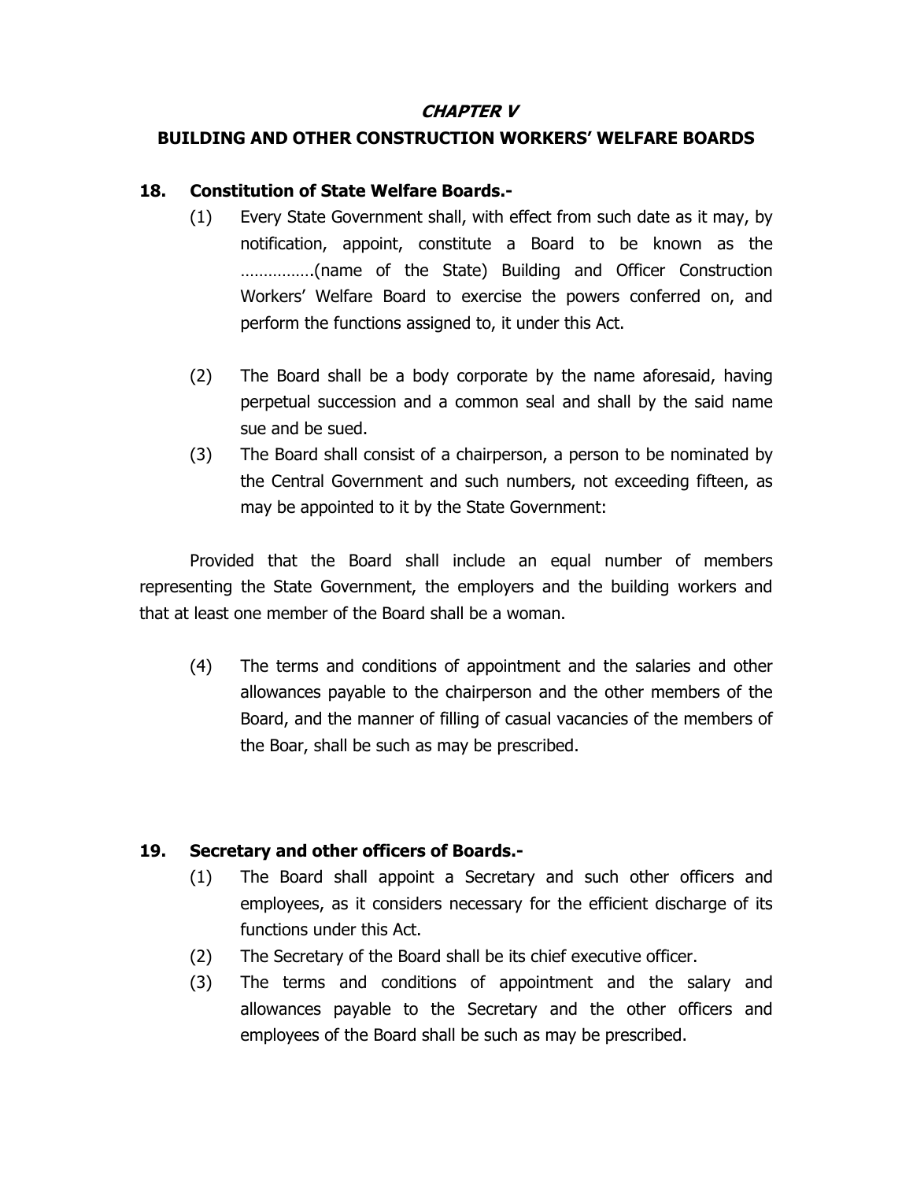## *CHAPTER V*

## BUILDING AND OTHER CONSTRUCTION WORKERS' WELFARE BOARDS

### 18. Constitution of State Welfare Boards.-

(1) Every State Government shall, with effect from such date as it may, by notification, appoint, constitute a Board to be known as the …………….(name of the State) Building and Officer Construction Workers' Welfare Board to exercise the powers conferred on, and perform the functions assigned to, it under this Act.

(2) The Board shall be a body corporate by the name aforesaid, having perpetual succession and a common seal and shall by the said name sue and be sued.

(3) The Board shall consist of a chairperson, a person to be nominated by the Central Government and such numbers, not exceeding fifteen, as may be appointed to it by the State Government:

Provided that the Board shall include an equal number of members representing the State Government, the employers and the building workers and that at least one member of the Board shall be a woman.

(4) The terms and conditions of appointment and the salaries and other allowances payable to the chairperson and the other members of the Board, and the manner of filling of casual vacancies of the members of the Boar, shall be such as may be prescribed.

### 19. Secretary and other officers of Boards.-

(1) The Board shall appoint a Secretary and such other officers and employees, as it considers necessary for the efficient discharge of its functions under this Act.

(2) The Secretary of the Board shall be its chief executive officer.

(3) The terms and conditions of appointment and the salary and allowances payable to the Secretary and the other officers and employees of the Board shall be such as may be prescribed.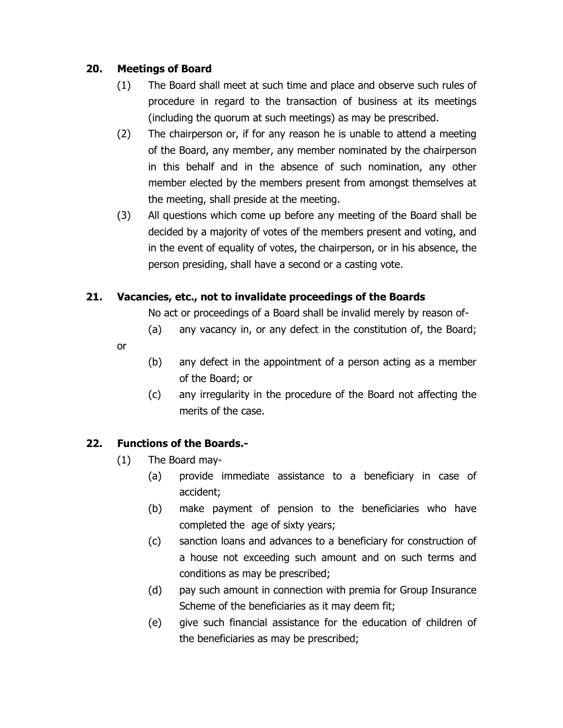## 20. Meetings of Board

(1) The Board shall meet at such time and place and observe such rules of procedure in regard to the transaction of business at its meetings (including the quorum at such meetings) as may be prescribed.

(2) The chairperson or, if for any reason he is unable to attend a meeting of the Board, any member, any member nominated by the chairperson in this behalf and in the absence of such nomination, any other member elected by the members present from amongst themselves at the meeting, shall preside at the meeting.

(3) All questions which come up before any meeting of the Board shall be decided by a majority of votes of the members present and voting, and in the event of equality of votes, the chairperson, or in his absence, the person presiding, shall have a second or a casting vote.

## 21. Vacancies, etc., not to invalidate proceedings of the Boards

No act or proceedings of a Board shall be invalid merely by reason of-

(a) any vacancy in, or any defect in the constitution of, the Board; or

(b) any defect in the appointment of a person acting as a member of the Board; or

(c) any irregularity in the procedure of the Board not affecting the merits of the case.

## 22. Functions of the Boards.-

(1) The Board may-

(a) provide immediate assistance to a beneficiary in case of accident;

(b) make payment of pension to the beneficiaries who have completed the age of sixty years;

(c) sanction loans and advances to a beneficiary for construction of a house not exceeding such amount and on such terms and conditions as may be prescribed;

(d) pay such amount in connection with premia for Group Insurance Scheme of the beneficiaries as it may deem fit;

(e) give such financial assistance for the education of children of the beneficiaries as may be prescribed;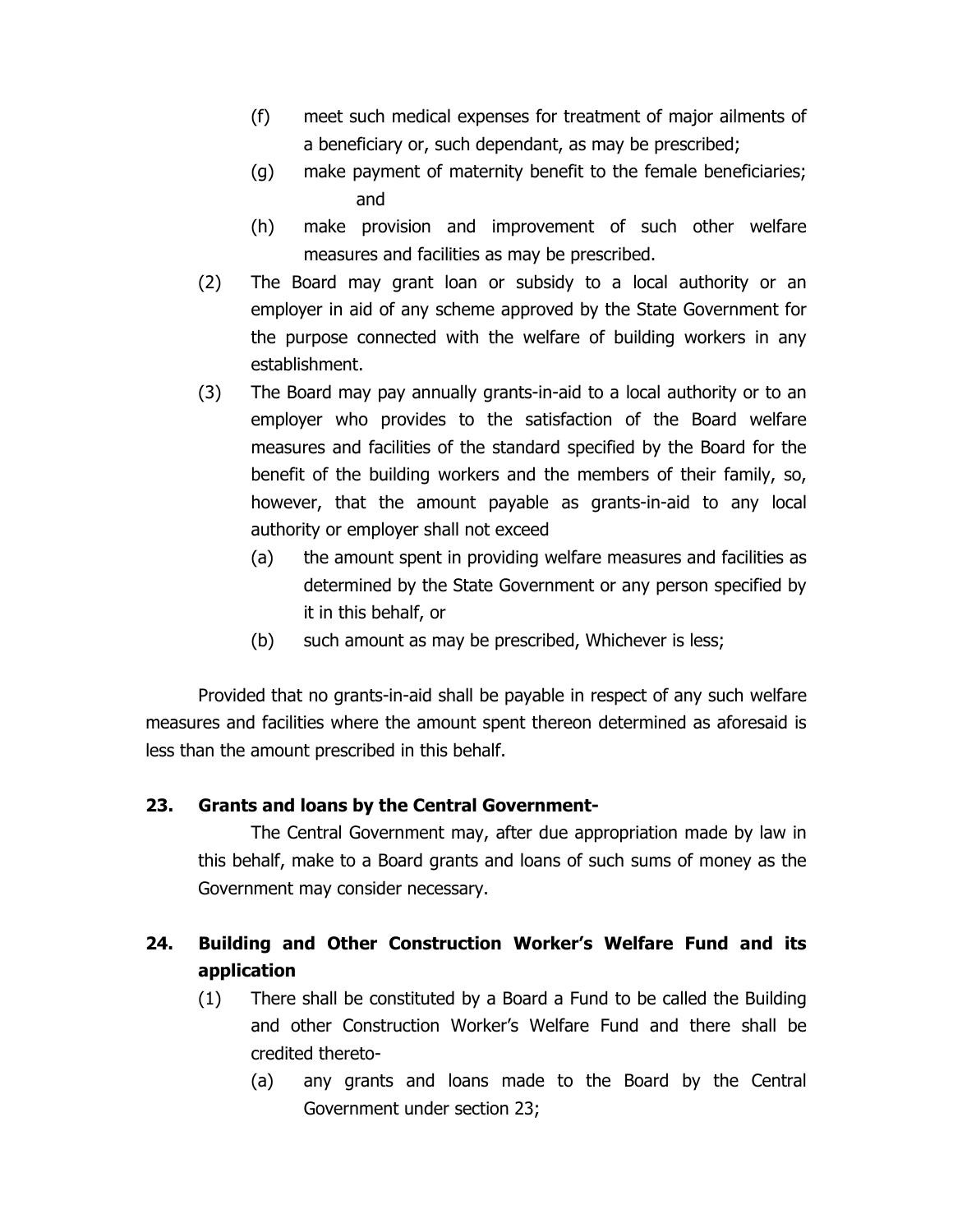(f) meet such medical expenses for treatment of major ailments of a beneficiary or, such dependant, as may be prescribed;

(g) make payment of maternity benefit to the female beneficiaries; and

(h) make provision and improvement of such other welfare measures and facilities as may be prescribed.

(2) The Board may grant loan or subsidy to a local authority or an employer in aid of any scheme approved by the State Government for the purpose connected with the welfare of building workers in any establishment.

(3) The Board may pay annually grants-in-aid to a local authority or to an employer who provides to the satisfaction of the Board welfare measures and facilities of the standard specified by the Board for the benefit of the building workers and the members of their family, so, however, that the amount payable as grants-in-aid to any local authority or employer shall not exceed

(a) the amount spent in providing welfare measures and facilities as determined by the State Government or any person specified by it in this behalf, or

(b) such amount as may be prescribed, Whichever is less;

Provided that no grants-in-aid shall be payable in respect of any such welfare measures and facilities where the amount spent thereon determined as aforesaid is less than the amount prescribed in this behalf.

**23. Grants and loans by the Central Government-**

The Central Government may, after due appropriation made by law in this behalf, make to a Board grants and loans of such sums of money as the Government may consider necessary.

**24. Building and Other Construction Worker's Welfare Fund and its application**

(1) There shall be constituted by a Board a Fund to be called the Building and other Construction Worker's Welfare Fund and there shall be credited thereto-

(a) any grants and loans made to the Board by the Central Government under section 23;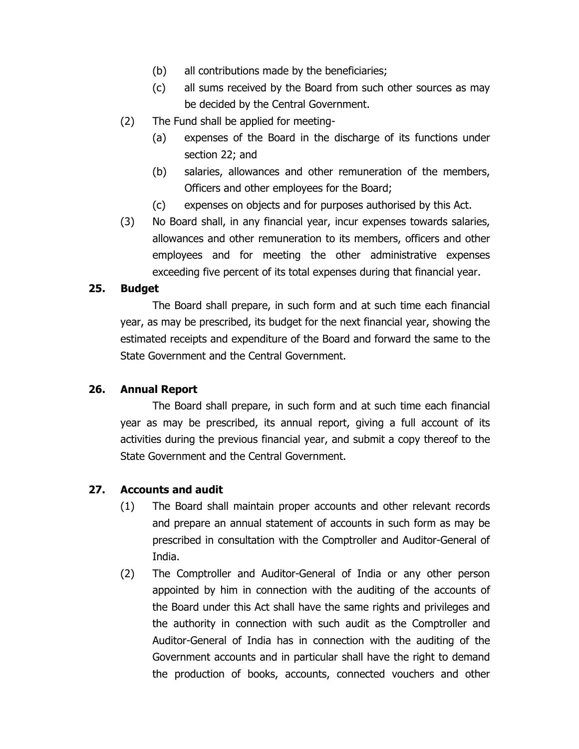(b) all contributions made by the beneficiaries;

(c) all sums received by the Board from such other sources as may be decided by the Central Government.

(2) The Fund shall be applied for meeting-

(a) expenses of the Board in the discharge of its functions under section 22; and

(b) salaries, allowances and other remuneration of the members, Officers and other employees for the Board;

(c) expenses on objects and for purposes authorised by this Act.

(3) No Board shall, in any financial year, incur expenses towards salaries, allowances and other remuneration to its members, officers and other employees and for meeting the other administrative expenses exceeding five percent of its total expenses during that financial year.

**25. Budget**

The Board shall prepare, in such form and at such time each financial year, as may be prescribed, its budget for the next financial year, showing the estimated receipts and expenditure of the Board and forward the same to the State Government and the Central Government.

**26. Annual Report**

The Board shall prepare, in such form and at such time each financial year as may be prescribed, its annual report, giving a full account of its activities during the previous financial year, and submit a copy thereof to the State Government and the Central Government.

**27. Accounts and audit**

(1) The Board shall maintain proper accounts and other relevant records and prepare an annual statement of accounts in such form as may be prescribed in consultation with the Comptroller and Auditor-General of India.

(2) The Comptroller and Auditor-General of India or any other person appointed by him in connection with the auditing of the accounts of the Board under this Act shall have the same rights and privileges and the authority in connection with such audit as the Comptroller and Auditor-General of India has in connection with the auditing of the Government accounts and in particular shall have the right to demand the production of books, accounts, connected vouchers and other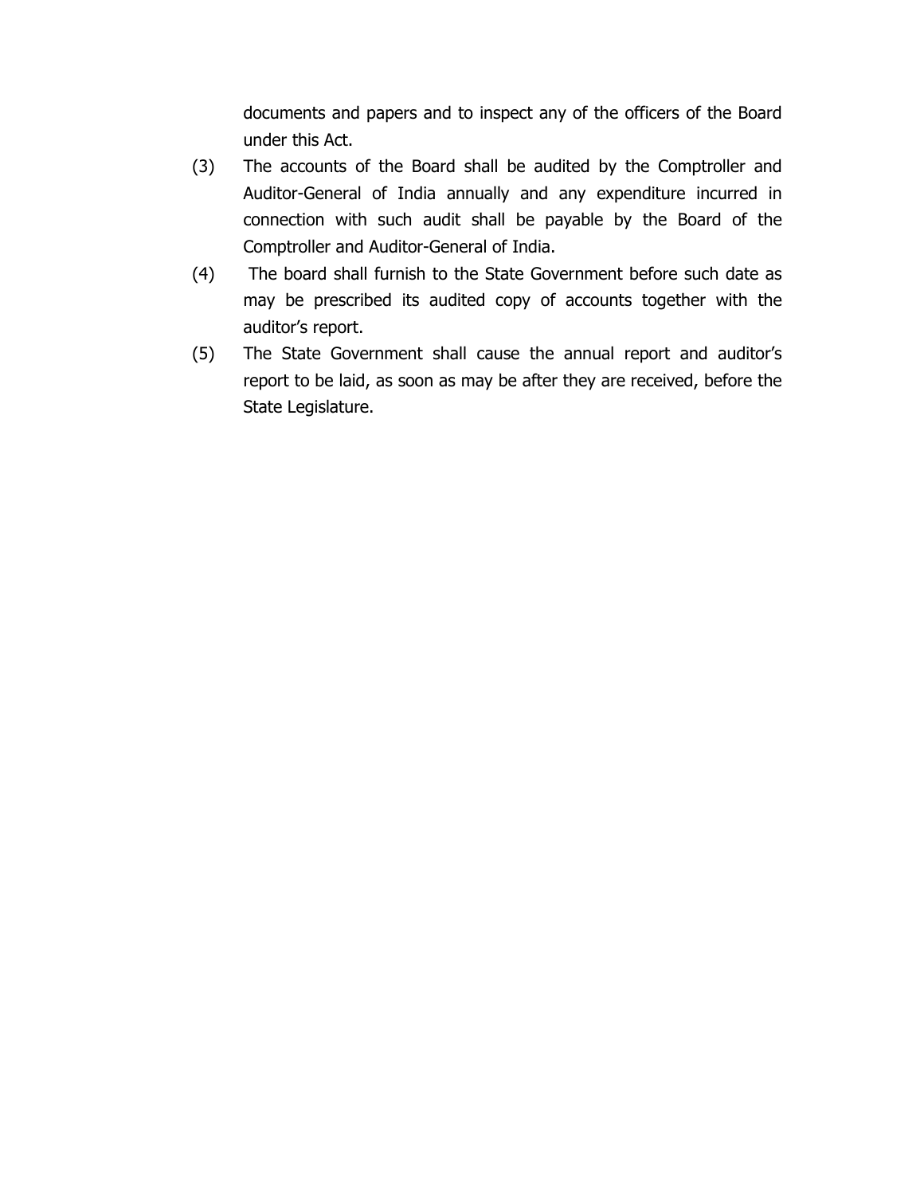documents and papers and to inspect any of the officers of the Board under this Act.

(3) The accounts of the Board shall be audited by the Comptroller and Auditor-General of India annually and any expenditure incurred in connection with such audit shall be payable by the Board of the Comptroller and Auditor-General of India.

(4) The board shall furnish to the State Government before such date as may be prescribed its audited copy of accounts together with the auditor's report.

(5) The State Government shall cause the annual report and auditor's report to be laid, as soon as may be after they are received, before the State Legislature.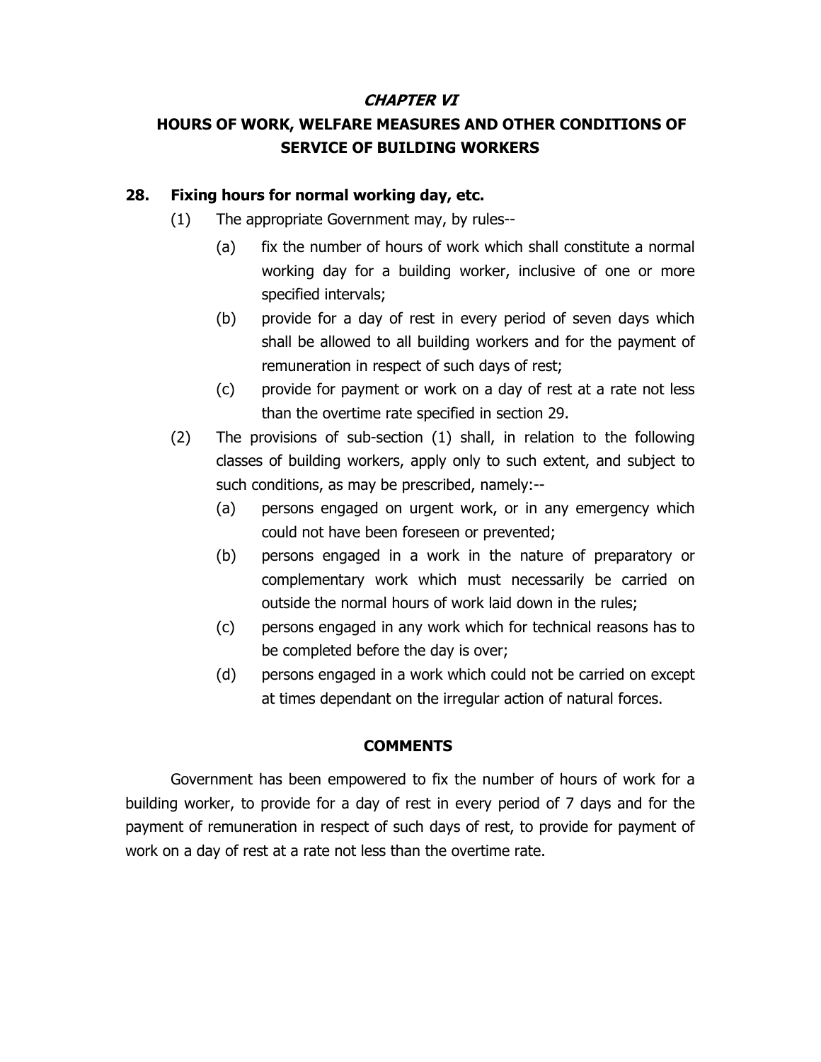## *CHAPTER VI*

## HOURS OF WORK, WELFARE MEASURES AND OTHER CONDITIONS OF SERVICE OF BUILDING WORKERS

### 28. Fixing hours for normal working day, etc.

(1) The appropriate Government may, by rules--

- (a) fix the number of hours of work which shall constitute a normal working day for a building worker, inclusive of one or more specified intervals;
- (b) provide for a day of rest in every period of seven days which shall be allowed to all building workers and for the payment of remuneration in respect of such days of rest;
- (c) provide for payment or work on a day of rest at a rate not less than the overtime rate specified in section 29.

(2) The provisions of sub-section (1) shall, in relation to the following classes of building workers, apply only to such extent, and subject to such conditions, as may be prescribed, namely:--

- (a) persons engaged on urgent work, or in any emergency which could not have been foreseen or prevented;
- (b) persons engaged in a work in the nature of preparatory or complementary work which must necessarily be carried on outside the normal hours of work laid down in the rules;
- (c) persons engaged in any work which for technical reasons has to be completed before the day is over;
- (d) persons engaged in a work which could not be carried on except at times dependant on the irregular action of natural forces.

**COMMENTS**

Government has been empowered to fix the number of hours of work for a building worker, to provide for a day of rest in every period of 7 days and for the payment of remuneration in respect of such days of rest, to provide for payment of work on a day of rest at a rate not less than the overtime rate.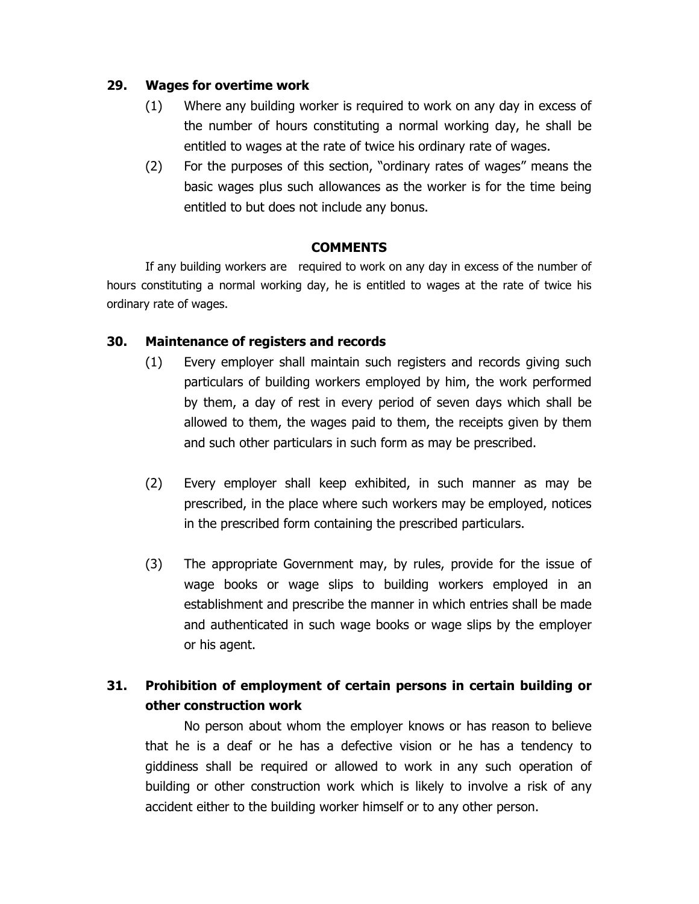**29. Wages for overtime work**

(1) Where any building worker is required to work on any day in excess of the number of hours constituting a normal working day, he shall be entitled to wages at the rate of twice his ordinary rate of wages.

(2) For the purposes of this section, "ordinary rates of wages" means the basic wages plus such allowances as the worker is for the time being entitled to but does not include any bonus.

**COMMENTS**

If any building workers are required to work on any day in excess of the number of hours constituting a normal working day, he is entitled to wages at the rate of twice his ordinary rate of wages.

**30. Maintenance of registers and records**

(1) Every employer shall maintain such registers and records giving such particulars of building workers employed by him, the work performed by them, a day of rest in every period of seven days which shall be allowed to them, the wages paid to them, the receipts given by them and such other particulars in such form as may be prescribed.

(2) Every employer shall keep exhibited, in such manner as may be prescribed, in the place where such workers may be employed, notices in the prescribed form containing the prescribed particulars.

(3) The appropriate Government may, by rules, provide for the issue of wage books or wage slips to building workers employed in an establishment and prescribe the manner in which entries shall be made and authenticated in such wage books or wage slips by the employer or his agent.

**31. Prohibition of employment of certain persons in certain building or other construction work**

No person about whom the employer knows or has reason to believe that he is a deaf or he has a defective vision or he has a tendency to giddiness shall be required or allowed to work in any such operation of building or other construction work which is likely to involve a risk of any accident either to the building worker himself or to any other person.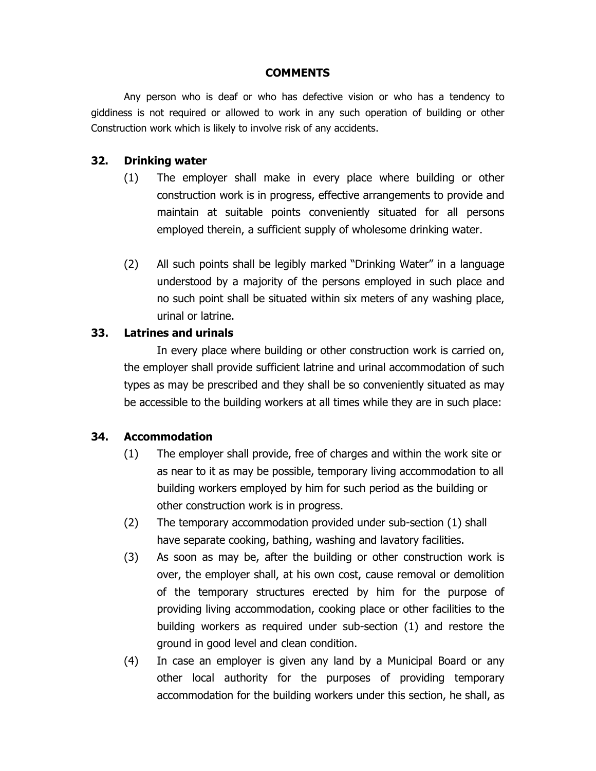**COMMENTS**

Any person who is deaf or who has defective vision or who has a tendency to giddiness is not required or allowed to work in any such operation of building or other Construction work which is likely to involve risk of any accidents.

## 32. Drinking water

(1) The employer shall make in every place where building or other construction work is in progress, effective arrangements to provide and maintain at suitable points conveniently situated for all persons employed therein, a sufficient supply of wholesome drinking water.

(2) All such points shall be legibly marked "Drinking Water" in a language understood by a majority of the persons employed in such place and no such point shall be situated within six meters of any washing place, urinal or latrine.

## 33. Latrines and urinals

In every place where building or other construction work is carried on, the employer shall provide sufficient latrine and urinal accommodation of such types as may be prescribed and they shall be so conveniently situated as may be accessible to the building workers at all times while they are in such place:

## 34. Accommodation

(1) The employer shall provide, free of charges and within the work site or as near to it as may be possible, temporary living accommodation to all building workers employed by him for such period as the building or other construction work is in progress.

(2) The temporary accommodation provided under sub-section (1) shall have separate cooking, bathing, washing and lavatory facilities.

(3) As soon as may be, after the building or other construction work is over, the employer shall, at his own cost, cause removal or demolition of the temporary structures erected by him for the purpose of providing living accommodation, cooking place or other facilities to the building workers as required under sub-section (1) and restore the ground in good level and clean condition.

(4) In case an employer is given any land by a Municipal Board or any other local authority for the purposes of providing temporary accommodation for the building workers under this section, he shall, as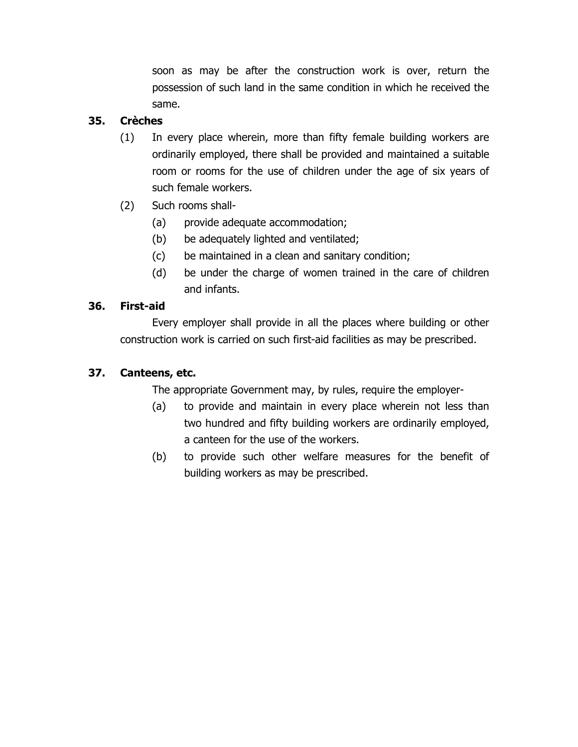soon as may be after the construction work is over, return the possession of such land in the same condition in which he received the same.

### 35. Crèches

(1) In every place wherein, more than fifty female building workers are ordinarily employed, there shall be provided and maintained a suitable room or rooms for the use of children under the age of six years of such female workers.

(2) Such rooms shall-

- (a) provide adequate accommodation;
- (b) be adequately lighted and ventilated;
- (c) be maintained in a clean and sanitary condition;
- (d) be under the charge of women trained in the care of children and infants.

### 36. First-aid

Every employer shall provide in all the places where building or other construction work is carried on such first-aid facilities as may be prescribed.

### 37. Canteens, etc.

The appropriate Government may, by rules, require the employer-

- (a) to provide and maintain in every place wherein not less than two hundred and fifty building workers are ordinarily employed, a canteen for the use of the workers.
- (b) to provide such other welfare measures for the benefit of building workers as may be prescribed.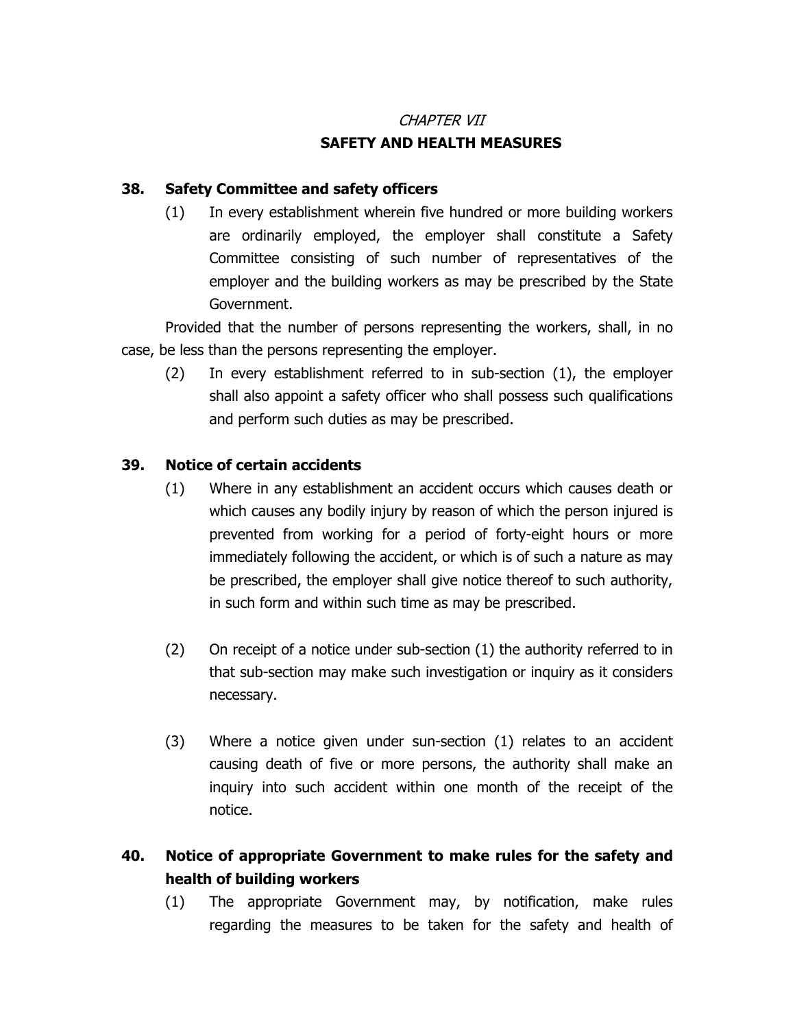*CHAPTER VII*

## SAFETY AND HEALTH MEASURES

### 38. Safety Committee and safety officers

(1) In every establishment wherein five hundred or more building workers are ordinarily employed, the employer shall constitute a Safety Committee consisting of such number of representatives of the employer and the building workers as may be prescribed by the State Government.

Provided that the number of persons representing the workers, shall, in no case, be less than the persons representing the employer.

(2) In every establishment referred to in sub-section (1), the employer shall also appoint a safety officer who shall possess such qualifications and perform such duties as may be prescribed.

### 39. Notice of certain accidents

(1) Where in any establishment an accident occurs which causes death or which causes any bodily injury by reason of which the person injured is prevented from working for a period of forty-eight hours or more immediately following the accident, or which is of such a nature as may be prescribed, the employer shall give notice thereof to such authority, in such form and within such time as may be prescribed.

(2) On receipt of a notice under sub-section (1) the authority referred to in that sub-section may make such investigation or inquiry as it considers necessary.

(3) Where a notice given under sun-section (1) relates to an accident causing death of five or more persons, the authority shall make an inquiry into such accident within one month of the receipt of the notice.

### 40. Notice of appropriate Government to make rules for the safety and health of building workers

(1) The appropriate Government may, by notification, make rules regarding the measures to be taken for the safety and health of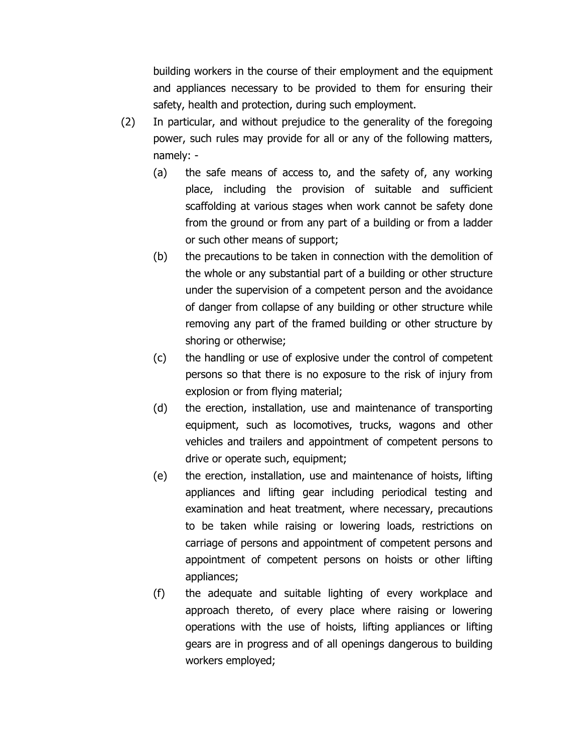building workers in the course of their employment and the equipment and appliances necessary to be provided to them for ensuring their safety, health and protection, during such employment.

(2) In particular, and without prejudice to the generality of the foregoing power, such rules may provide for all or any of the following matters, namely: -

(a) the safe means of access to, and the safety of, any working place, including the provision of suitable and sufficient scaffolding at various stages when work cannot be safety done from the ground or from any part of a building or from a ladder or such other means of support;

(b) the precautions to be taken in connection with the demolition of the whole or any substantial part of a building or other structure under the supervision of a competent person and the avoidance of danger from collapse of any building or other structure while removing any part of the framed building or other structure by shoring or otherwise;

(c) the handling or use of explosive under the control of competent persons so that there is no exposure to the risk of injury from explosion or from flying material;

(d) the erection, installation, use and maintenance of transporting equipment, such as locomotives, trucks, wagons and other vehicles and trailers and appointment of competent persons to drive or operate such, equipment;

(e) the erection, installation, use and maintenance of hoists, lifting appliances and lifting gear including periodical testing and examination and heat treatment, where necessary, precautions to be taken while raising or lowering loads, restrictions on carriage of persons and appointment of competent persons and appointment of competent persons on hoists or other lifting appliances;

(f) the adequate and suitable lighting of every workplace and approach thereto, of every place where raising or lowering operations with the use of hoists, lifting appliances or lifting gears are in progress and of all openings dangerous to building workers employed;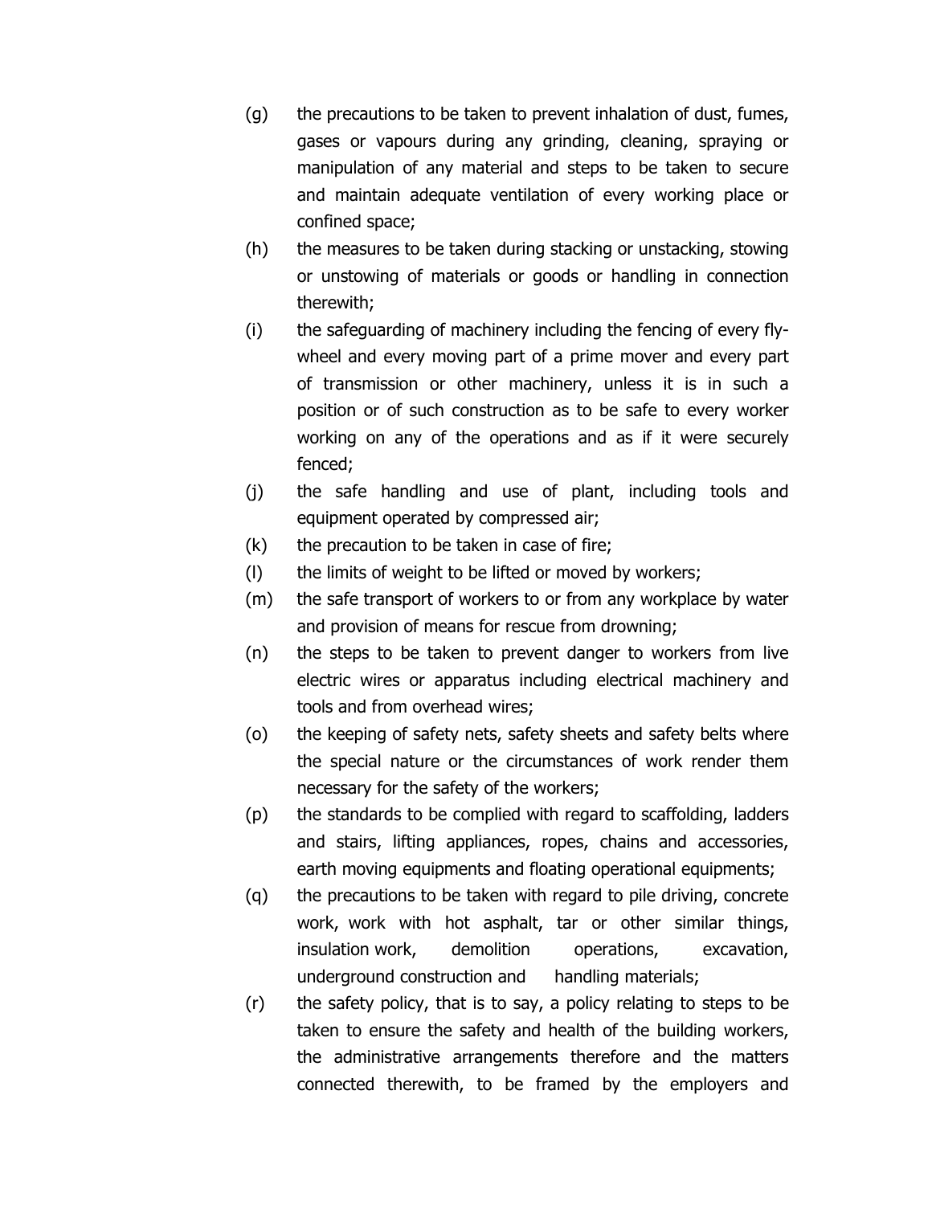(g) the precautions to be taken to prevent inhalation of dust, fumes, gases or vapours during any grinding, cleaning, spraying or manipulation of any material and steps to be taken to secure and maintain adequate ventilation of every working place or confined space;

(h) the measures to be taken during stacking or unstacking, stowing or unstowing of materials or goods or handling in connection therewith;

(i) the safeguarding of machinery including the fencing of every fly-wheel and every moving part of a prime mover and every part of transmission or other machinery, unless it is in such a position or of such construction as to be safe to every worker working on any of the operations and as if it were securely fenced;

(j) the safe handling and use of plant, including tools and equipment operated by compressed air;

(k) the precaution to be taken in case of fire;

(l) the limits of weight to be lifted or moved by workers;

(m) the safe transport of workers to or from any workplace by water and provision of means for rescue from drowning;

(n) the steps to be taken to prevent danger to workers from live electric wires or apparatus including electrical machinery and tools and from overhead wires;

(o) the keeping of safety nets, safety sheets and safety belts where the special nature or the circumstances of work render them necessary for the safety of the workers;

(p) the standards to be complied with regard to scaffolding, ladders and stairs, lifting appliances, ropes, chains and accessories, earth moving equipments and floating operational equipments;

(q) the precautions to be taken with regard to pile driving, concrete work, work with hot asphalt, tar or other similar things, insulation work, demolition operations, excavation, underground construction and handling materials;

(r) the safety policy, that is to say, a policy relating to steps to be taken to ensure the safety and health of the building workers, the administrative arrangements therefore and the matters connected therewith, to be framed by the employers and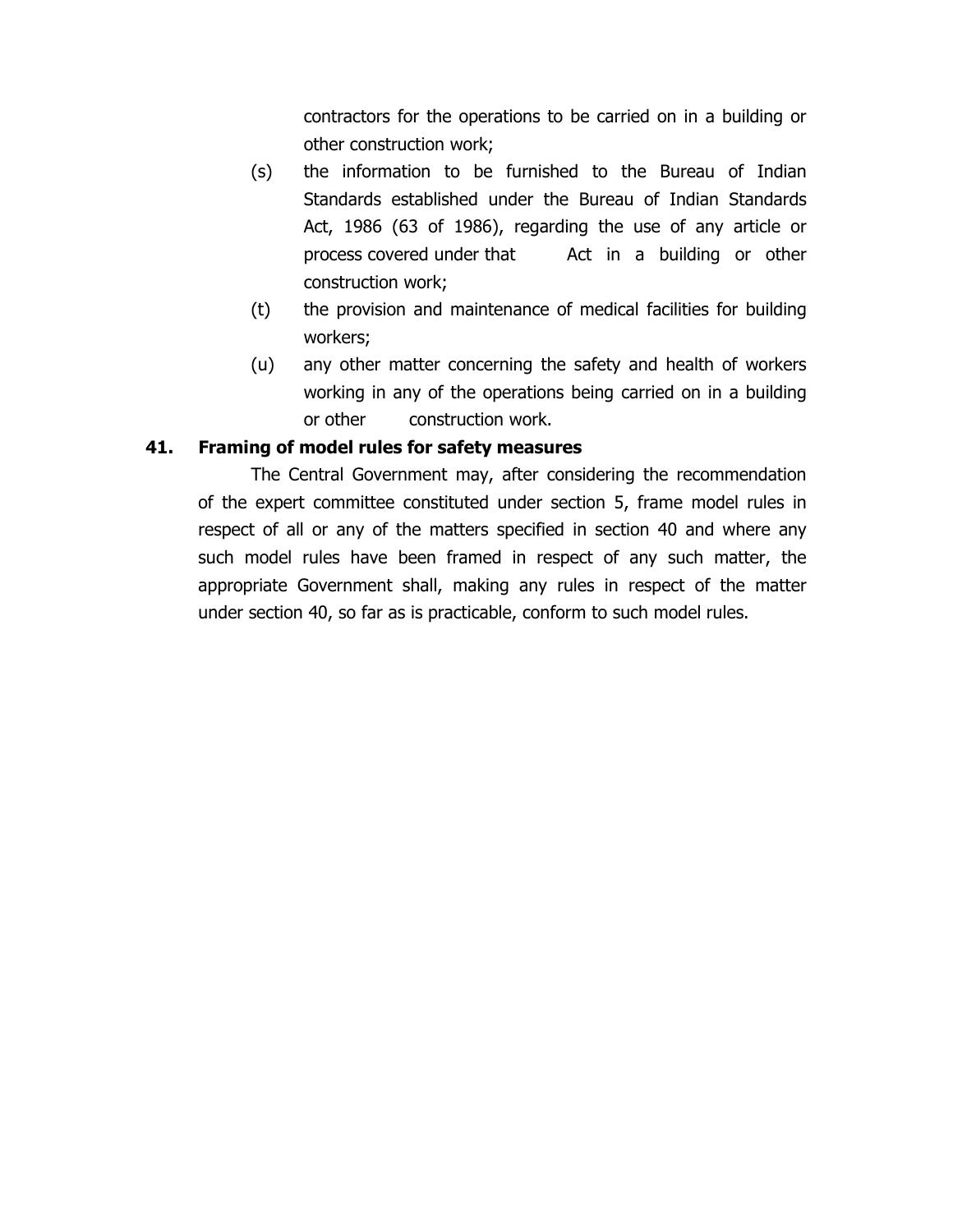contractors for the operations to be carried on in a building or other construction work;

(s) the information to be furnished to the Bureau of Indian Standards established under the Bureau of Indian Standards Act, 1986 (63 of 1986), regarding the use of any article or process covered under that Act in a building or other construction work;

(t) the provision and maintenance of medical facilities for building workers;

(u) any other matter concerning the safety and health of workers working in any of the operations being carried on in a building or other construction work.

**41. Framing of model rules for safety measures**

The Central Government may, after considering the recommendation of the expert committee constituted under section 5, frame model rules in respect of all or any of the matters specified in section 40 and where any such model rules have been framed in respect of any such matter, the appropriate Government shall, making any rules in respect of the matter under section 40, so far as is practicable, conform to such model rules.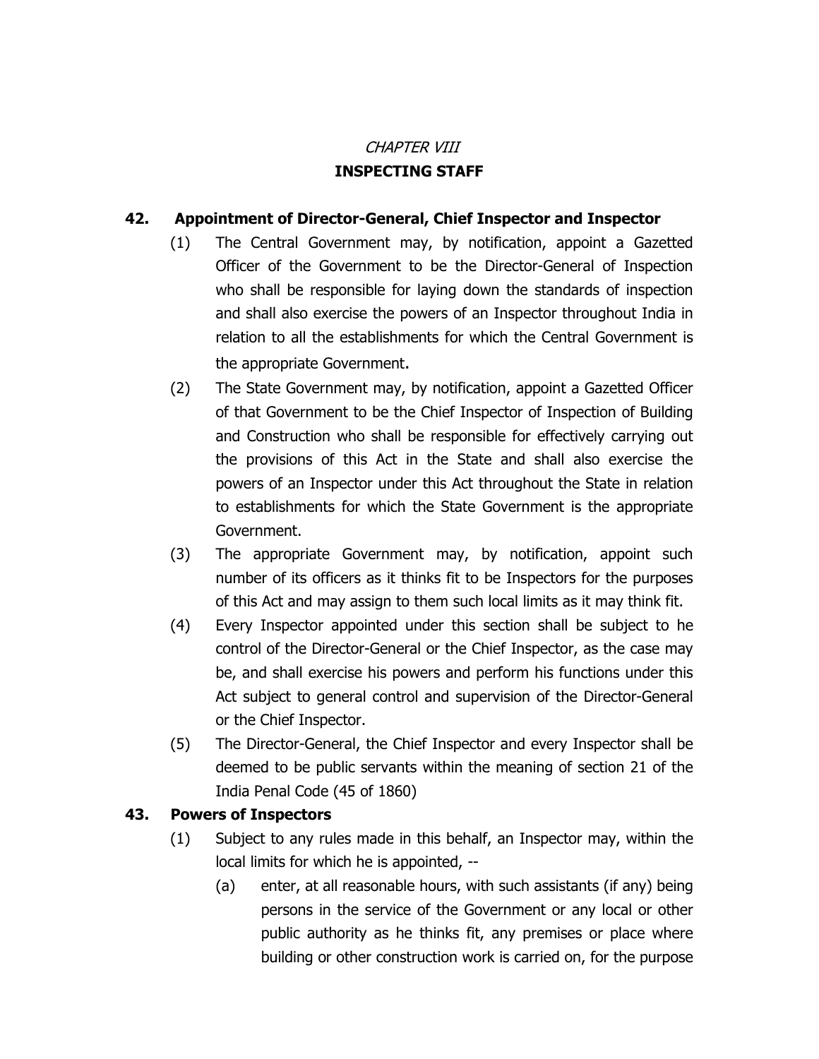*CHAPTER VIII*

## INSPECTING STAFF

### 42. Appointment of Director-General, Chief Inspector and Inspector

(1) The Central Government may, by notification, appoint a Gazetted Officer of the Government to be the Director-General of Inspection who shall be responsible for laying down the standards of inspection and shall also exercise the powers of an Inspector throughout India in relation to all the establishments for which the Central Government is the appropriate Government.

(2) The State Government may, by notification, appoint a Gazetted Officer of that Government to be the Chief Inspector of Inspection of Building and Construction who shall be responsible for effectively carrying out the provisions of this Act in the State and shall also exercise the powers of an Inspector under this Act throughout the State in relation to establishments for which the State Government is the appropriate Government.

(3) The appropriate Government may, by notification, appoint such number of its officers as it thinks fit to be Inspectors for the purposes of this Act and may assign to them such local limits as it may think fit.

(4) Every Inspector appointed under this section shall be subject to he control of the Director-General or the Chief Inspector, as the case may be, and shall exercise his powers and perform his functions under this Act subject to general control and supervision of the Director-General or the Chief Inspector.

(5) The Director-General, the Chief Inspector and every Inspector shall be deemed to be public servants within the meaning of section 21 of the India Penal Code (45 of 1860)

### 43. Powers of Inspectors

(1) Subject to any rules made in this behalf, an Inspector may, within the local limits for which he is appointed, --

(a) enter, at all reasonable hours, with such assistants (if any) being persons in the service of the Government or any local or other public authority as he thinks fit, any premises or place where building or other construction work is carried on, for the purpose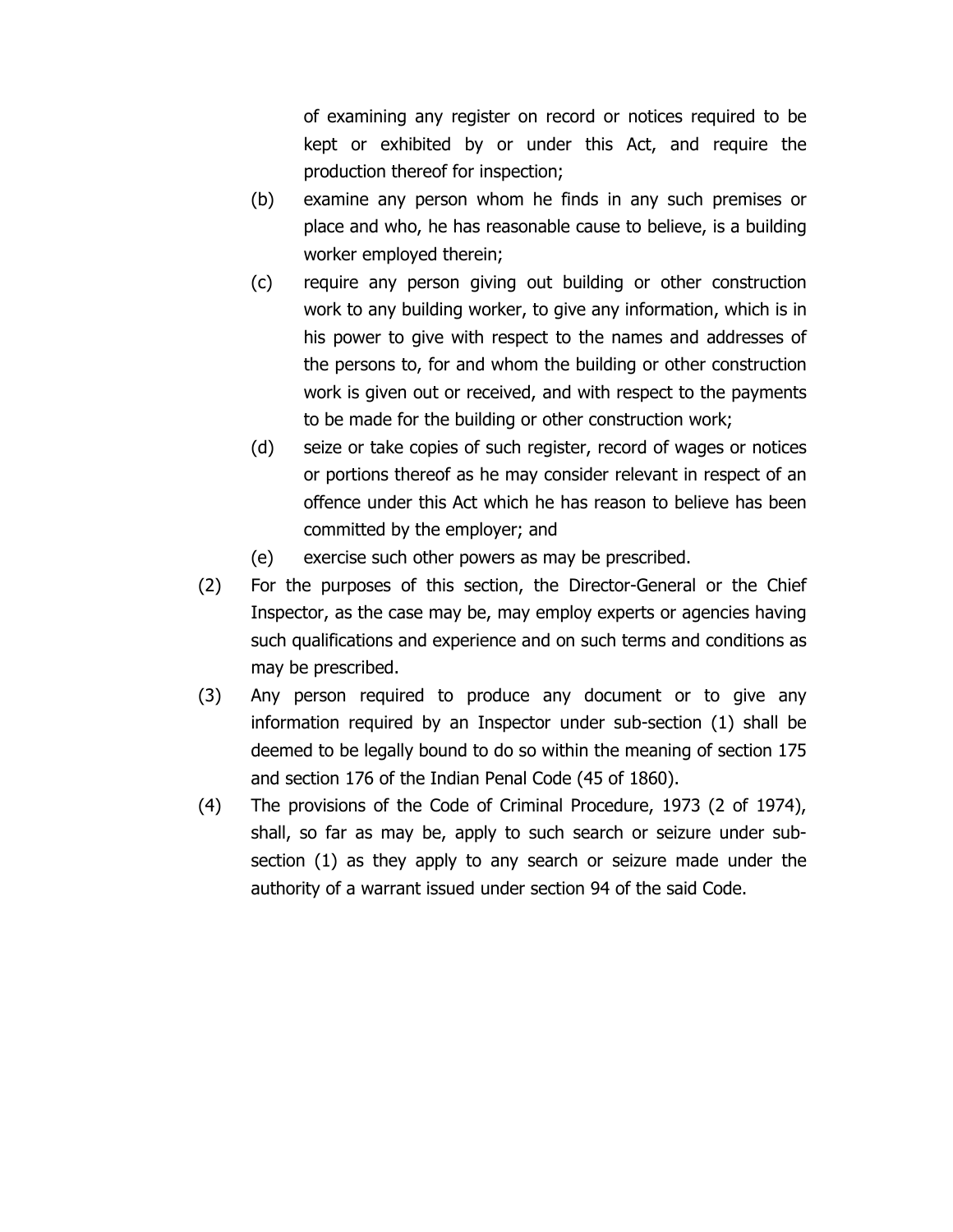of examining any register on record or notices required to be kept or exhibited by or under this Act, and require the production thereof for inspection;

(b) examine any person whom he finds in any such premises or place and who, he has reasonable cause to believe, is a building worker employed therein;

(c) require any person giving out building or other construction work to any building worker, to give any information, which is in his power to give with respect to the names and addresses of the persons to, for and whom the building or other construction work is given out or received, and with respect to the payments to be made for the building or other construction work;

(d) seize or take copies of such register, record of wages or notices or portions thereof as he may consider relevant in respect of an offence under this Act which he has reason to believe has been committed by the employer; and

(e) exercise such other powers as may be prescribed.

(2) For the purposes of this section, the Director-General or the Chief Inspector, as the case may be, may employ experts or agencies having such qualifications and experience and on such terms and conditions as may be prescribed.

(3) Any person required to produce any document or to give any information required by an Inspector under sub-section (1) shall be deemed to be legally bound to do so within the meaning of section 175 and section 176 of the Indian Penal Code (45 of 1860).

(4) The provisions of the Code of Criminal Procedure, 1973 (2 of 1974), shall, so far as may be, apply to such search or seizure under sub-section (1) as they apply to any search or seizure made under the authority of a warrant issued under section 94 of the said Code.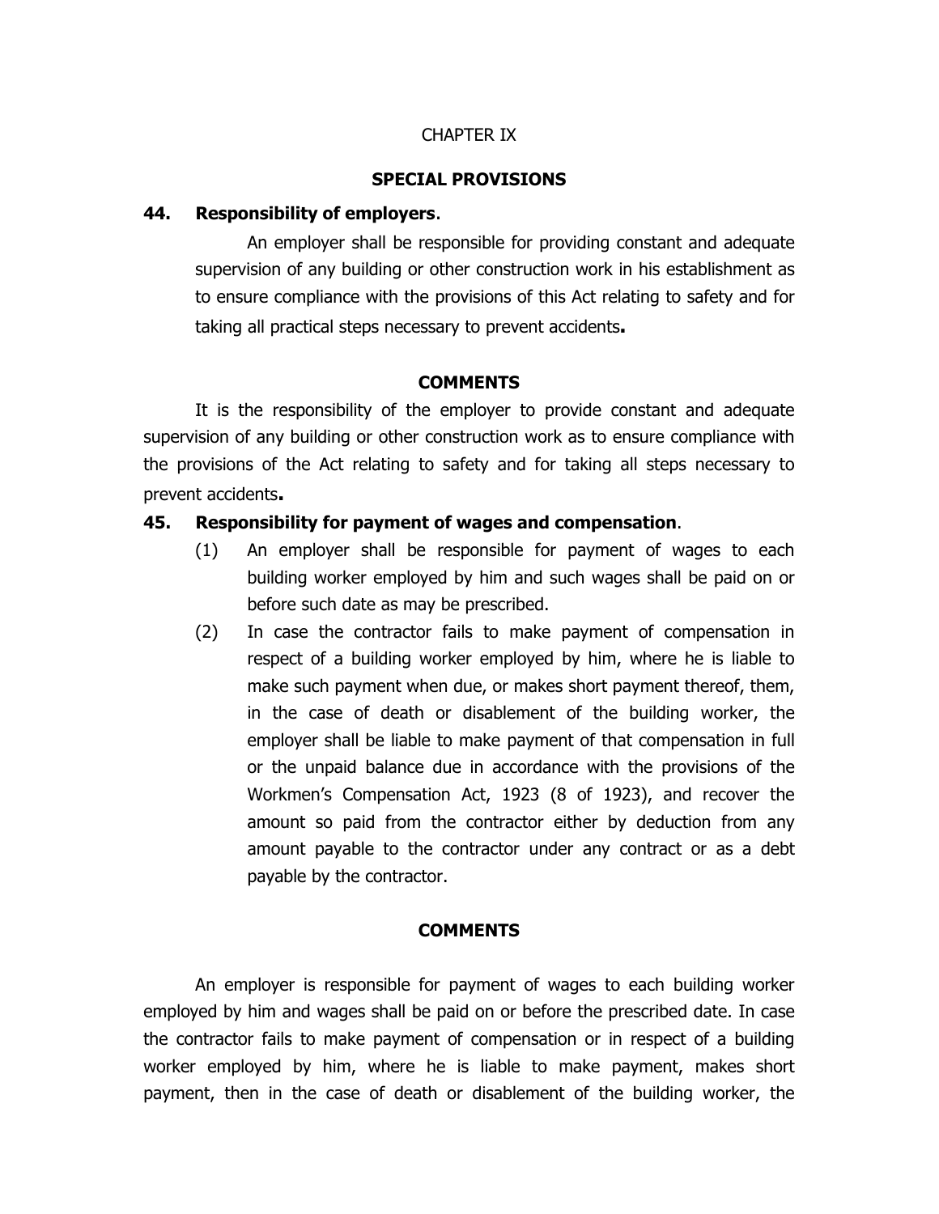CHAPTER IX

**SPECIAL PROVISIONS**

**44. Responsibility of employers**.

An employer shall be responsible for providing constant and adequate supervision of any building or other construction work in his establishment as to ensure compliance with the provisions of this Act relating to safety and for taking all practical steps necessary to prevent accidents**.**

**COMMENTS**

It is the responsibility of the employer to provide constant and adequate supervision of any building or other construction work as to ensure compliance with the provisions of the Act relating to safety and for taking all steps necessary to prevent accidents**.**

**45. Responsibility for payment of wages and compensation**.

(1) An employer shall be responsible for payment of wages to each building worker employed by him and such wages shall be paid on or before such date as may be prescribed.

(2) In case the contractor fails to make payment of compensation in respect of a building worker employed by him, where he is liable to make such payment when due, or makes short payment thereof, them, in the case of death or disablement of the building worker, the employer shall be liable to make payment of that compensation in full or the unpaid balance due in accordance with the provisions of the Workmen's Compensation Act, 1923 (8 of 1923), and recover the amount so paid from the contractor either by deduction from any amount payable to the contractor under any contract or as a debt payable by the contractor.

**COMMENTS**

An employer is responsible for payment of wages to each building worker employed by him and wages shall be paid on or before the prescribed date. In case the contractor fails to make payment of compensation or in respect of a building worker employed by him, where he is liable to make payment, makes short payment, then in the case of death or disablement of the building worker, the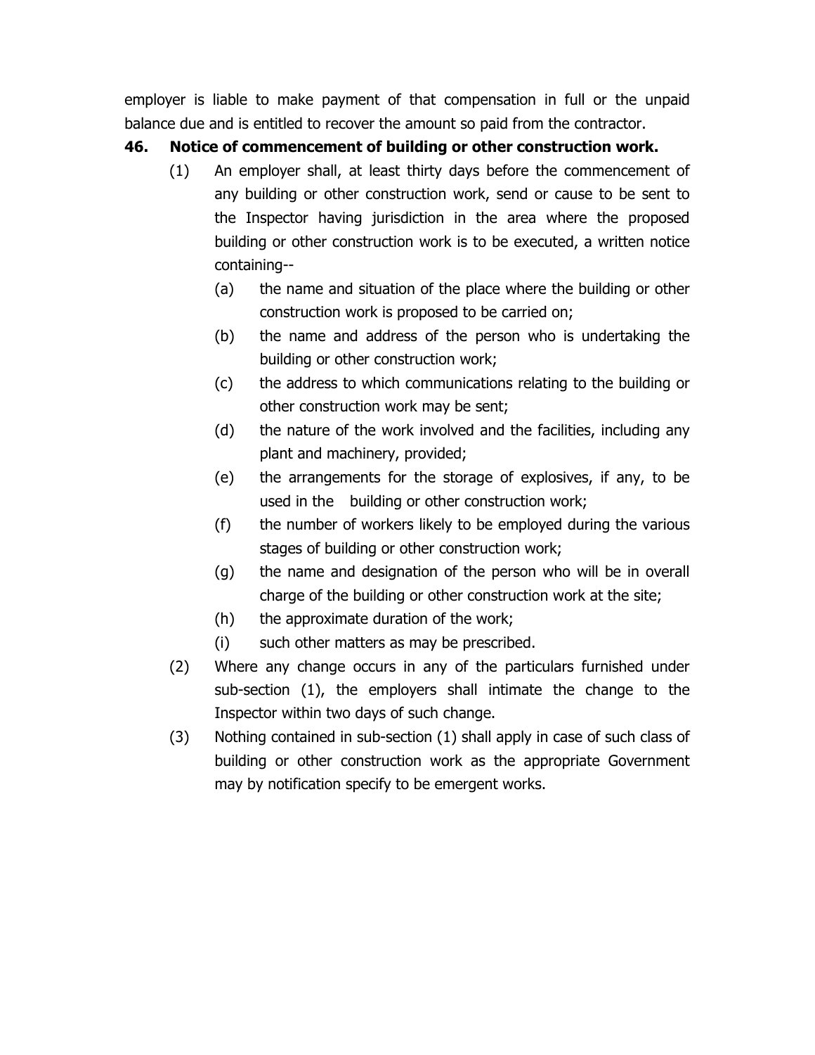employer is liable to make payment of that compensation in full or the unpaid balance due and is entitled to recover the amount so paid from the contractor.

**46. Notice of commencement of building or other construction work.**

(1) An employer shall, at least thirty days before the commencement of any building or other construction work, send or cause to be sent to the Inspector having jurisdiction in the area where the proposed building or other construction work is to be executed, a written notice containing--

(a) the name and situation of the place where the building or other construction work is proposed to be carried on;

(b) the name and address of the person who is undertaking the building or other construction work;

(c) the address to which communications relating to the building or other construction work may be sent;

(d) the nature of the work involved and the facilities, including any plant and machinery, provided;

(e) the arrangements for the storage of explosives, if any, to be used in the building or other construction work;

(f) the number of workers likely to be employed during the various stages of building or other construction work;

(g) the name and designation of the person who will be in overall charge of the building or other construction work at the site;

(h) the approximate duration of the work;

(i) such other matters as may be prescribed.

(2) Where any change occurs in any of the particulars furnished under sub-section (1), the employers shall intimate the change to the Inspector within two days of such change.

(3) Nothing contained in sub-section (1) shall apply in case of such class of building or other construction work as the appropriate Government may by notification specify to be emergent works.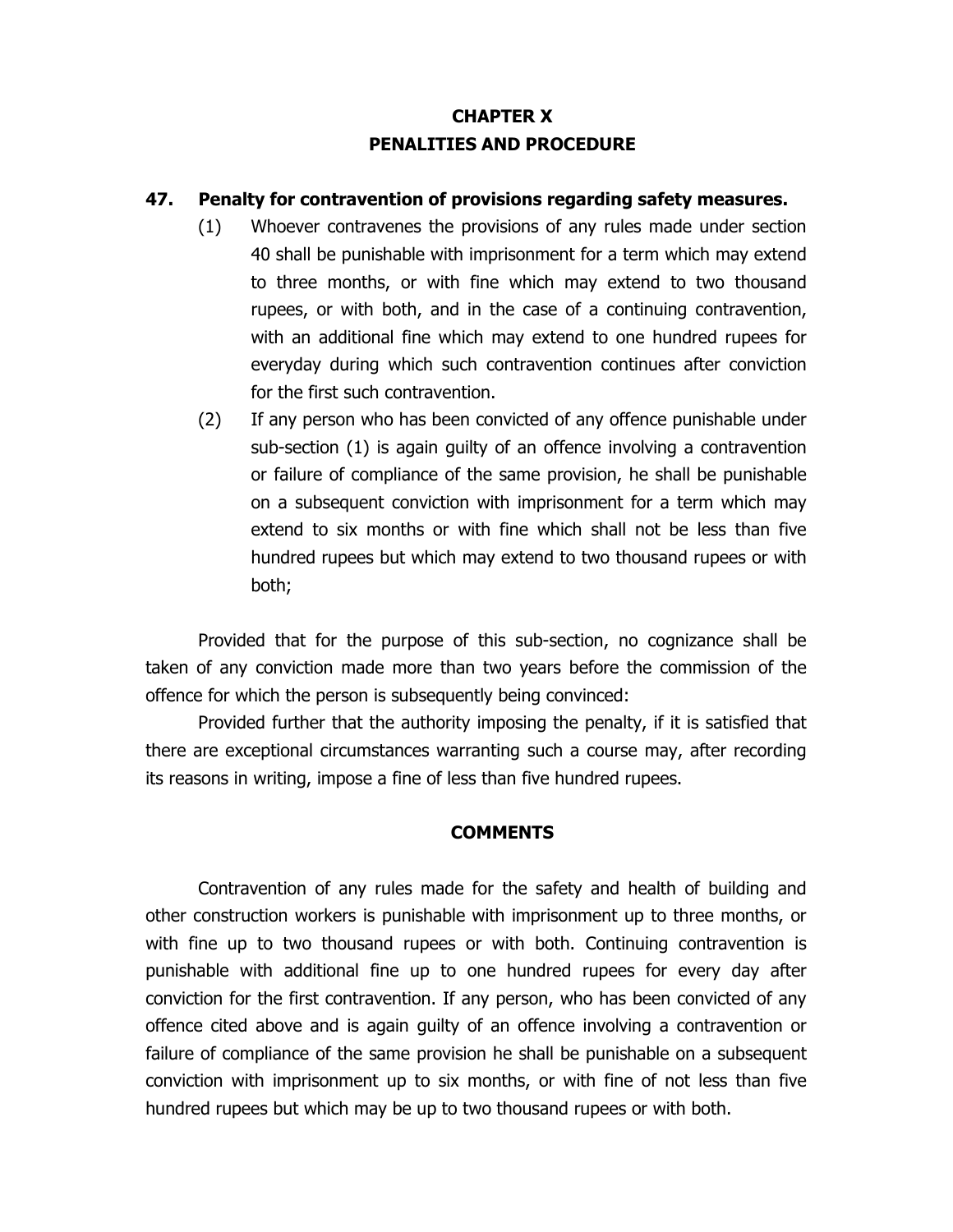## CHAPTER X
## PENALITIES AND PROCEDURE

### 47. Penalty for contravention of provisions regarding safety measures.

(1) Whoever contravenes the provisions of any rules made under section 40 shall be punishable with imprisonment for a term which may extend to three months, or with fine which may extend to two thousand rupees, or with both, and in the case of a continuing contravention, with an additional fine which may extend to one hundred rupees for everyday during which such contravention continues after conviction for the first such contravention.

(2) If any person who has been convicted of any offence punishable under sub-section (1) is again guilty of an offence involving a contravention or failure of compliance of the same provision, he shall be punishable on a subsequent conviction with imprisonment for a term which may extend to six months or with fine which shall not be less than five hundred rupees but which may extend to two thousand rupees or with both;

Provided that for the purpose of this sub-section, no cognizance shall be taken of any conviction made more than two years before the commission of the offence for which the person is subsequently being convinced:

Provided further that the authority imposing the penalty, if it is satisfied that there are exceptional circumstances warranting such a course may, after recording its reasons in writing, impose a fine of less than five hundred rupees.

#### COMMENTS

Contravention of any rules made for the safety and health of building and other construction workers is punishable with imprisonment up to three months, or with fine up to two thousand rupees or with both. Continuing contravention is punishable with additional fine up to one hundred rupees for every day after conviction for the first contravention. If any person, who has been convicted of any offence cited above and is again guilty of an offence involving a contravention or failure of compliance of the same provision he shall be punishable on a subsequent conviction with imprisonment up to six months, or with fine of not less than five hundred rupees but which may be up to two thousand rupees or with both.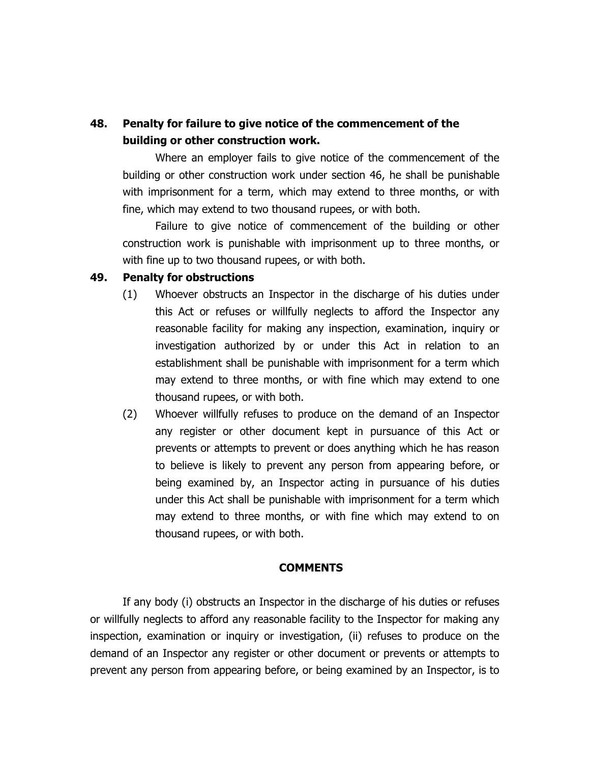## 48. Penalty for failure to give notice of the commencement of the building or other construction work.

Where an employer fails to give notice of the commencement of the building or other construction work under section 46, he shall be punishable with imprisonment for a term, which may extend to three months, or with fine, which may extend to two thousand rupees, or with both.

Failure to give notice of commencement of the building or other construction work is punishable with imprisonment up to three months, or with fine up to two thousand rupees, or with both.

## 49. Penalty for obstructions

(1) Whoever obstructs an Inspector in the discharge of his duties under this Act or refuses or willfully neglects to afford the Inspector any reasonable facility for making any inspection, examination, inquiry or investigation authorized by or under this Act in relation to an establishment shall be punishable with imprisonment for a term which may extend to three months, or with fine which may extend to one thousand rupees, or with both.

(2) Whoever willfully refuses to produce on the demand of an Inspector any register or other document kept in pursuance of this Act or prevents or attempts to prevent or does anything which he has reason to believe is likely to prevent any person from appearing before, or being examined by, an Inspector acting in pursuance of his duties under this Act shall be punishable with imprisonment for a term which may extend to three months, or with fine which may extend to on thousand rupees, or with both.

**COMMENTS**

If any body (i) obstructs an Inspector in the discharge of his duties or refuses or willfully neglects to afford any reasonable facility to the Inspector for making any inspection, examination or inquiry or investigation, (ii) refuses to produce on the demand of an Inspector any register or other document or prevents or attempts to prevent any person from appearing before, or being examined by an Inspector, is to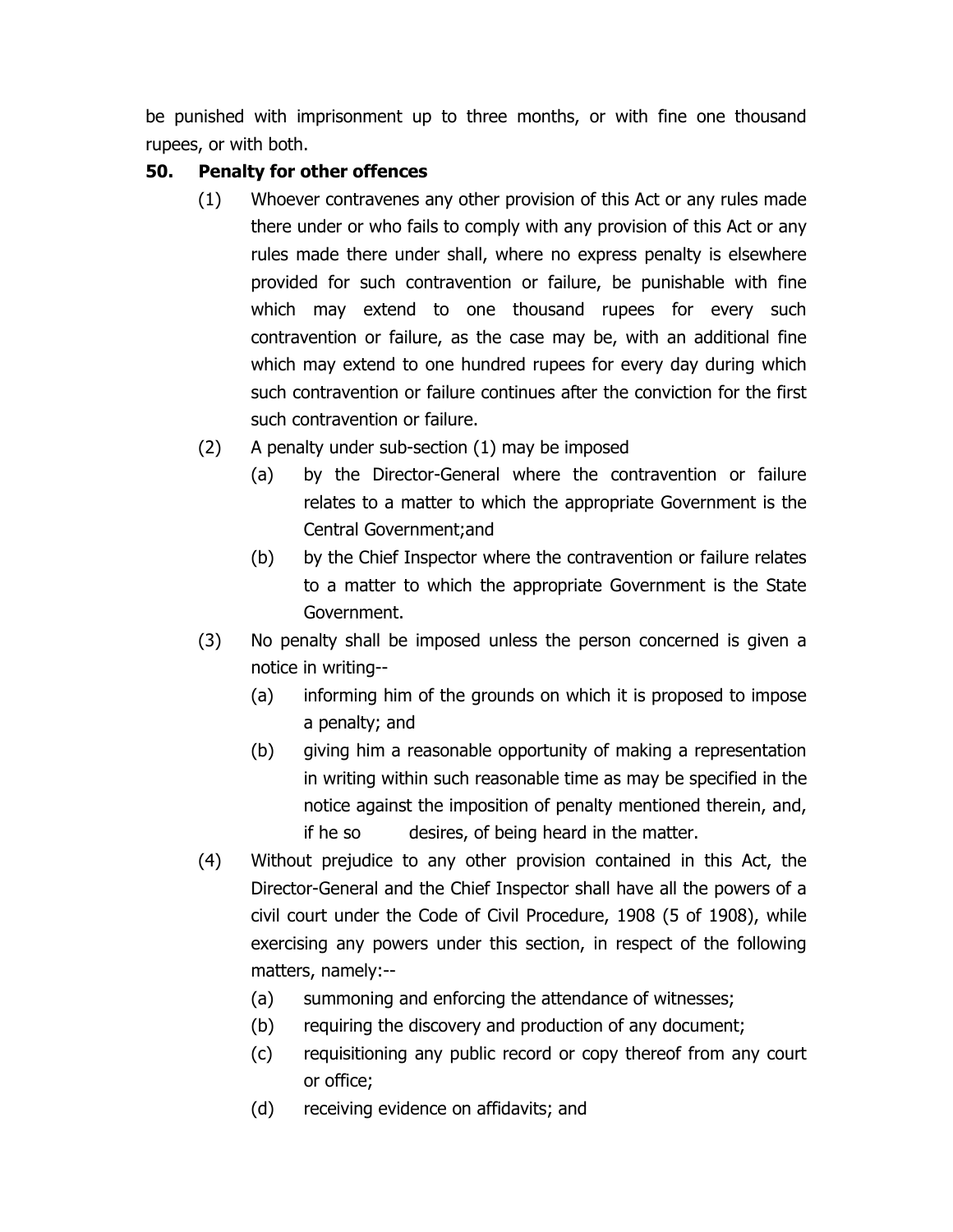be punished with imprisonment up to three months, or with fine one thousand rupees, or with both.

**50. Penalty for other offences**

(1) Whoever contravenes any other provision of this Act or any rules made there under or who fails to comply with any provision of this Act or any rules made there under shall, where no express penalty is elsewhere provided for such contravention or failure, be punishable with fine which may extend to one thousand rupees for every such contravention or failure, as the case may be, with an additional fine which may extend to one hundred rupees for every day during which such contravention or failure continues after the conviction for the first such contravention or failure.

(2) A penalty under sub-section (1) may be imposed

(a) by the Director-General where the contravention or failure relates to a matter to which the appropriate Government is the Central Government;and

(b) by the Chief Inspector where the contravention or failure relates to a matter to which the appropriate Government is the State Government.

(3) No penalty shall be imposed unless the person concerned is given a notice in writing--

(a) informing him of the grounds on which it is proposed to impose a penalty; and

(b) giving him a reasonable opportunity of making a representation in writing within such reasonable time as may be specified in the notice against the imposition of penalty mentioned therein, and, if he so desires, of being heard in the matter.

(4) Without prejudice to any other provision contained in this Act, the Director-General and the Chief Inspector shall have all the powers of a civil court under the Code of Civil Procedure, 1908 (5 of 1908), while exercising any powers under this section, in respect of the following matters, namely:--

(a) summoning and enforcing the attendance of witnesses;

(b) requiring the discovery and production of any document;

(c) requisitioning any public record or copy thereof from any court or office;

(d) receiving evidence on affidavits; and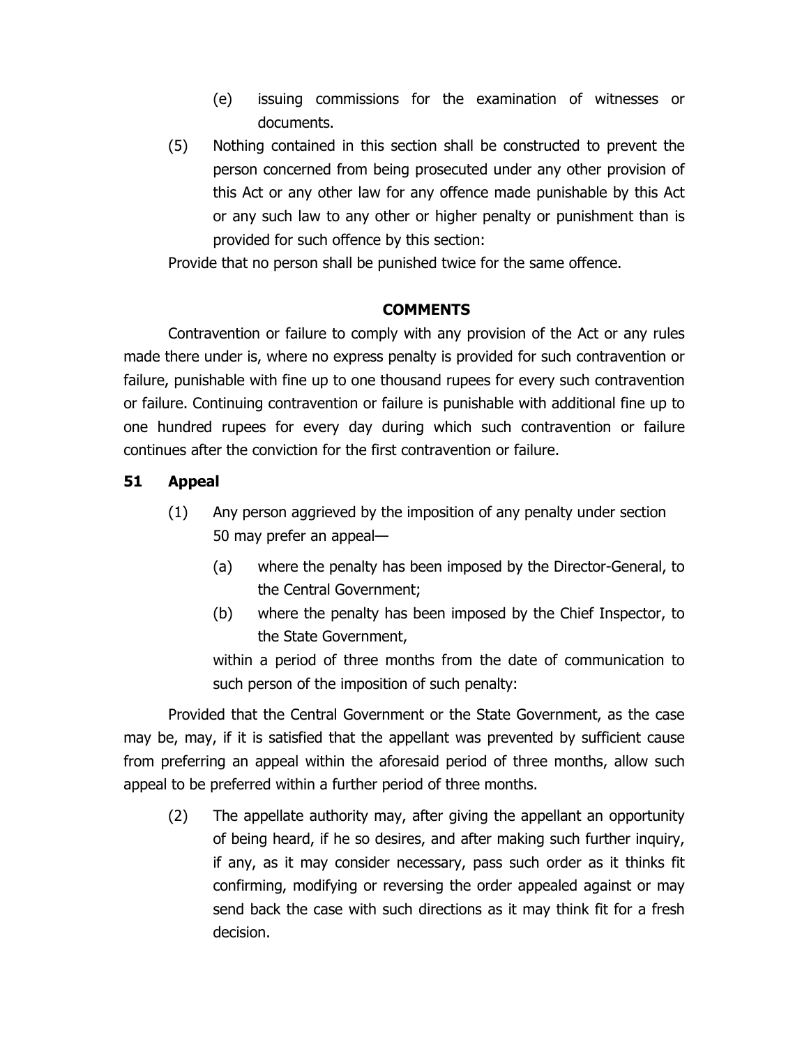(e) issuing commissions for the examination of witnesses or documents.

(5) Nothing contained in this section shall be constructed to prevent the person concerned from being prosecuted under any other provision of this Act or any other law for any offence made punishable by this Act or any such law to any other or higher penalty or punishment than is provided for such offence by this section:

Provide that no person shall be punished twice for the same offence.

**COMMENTS**

Contravention or failure to comply with any provision of the Act or any rules made there under is, where no express penalty is provided for such contravention or failure, punishable with fine up to one thousand rupees for every such contravention or failure. Continuing contravention or failure is punishable with additional fine up to one hundred rupees for every day during which such contravention or failure continues after the conviction for the first contravention or failure.

## 51 Appeal

(1) Any person aggrieved by the imposition of any penalty under section 50 may prefer an appeal—

(a) where the penalty has been imposed by the Director-General, to the Central Government;

(b) where the penalty has been imposed by the Chief Inspector, to the State Government,

within a period of three months from the date of communication to such person of the imposition of such penalty:

Provided that the Central Government or the State Government, as the case may be, may, if it is satisfied that the appellant was prevented by sufficient cause from preferring an appeal within the aforesaid period of three months, allow such appeal to be preferred within a further period of three months.

(2) The appellate authority may, after giving the appellant an opportunity of being heard, if he so desires, and after making such further inquiry, if any, as it may consider necessary, pass such order as it thinks fit confirming, modifying or reversing the order appealed against or may send back the case with such directions as it may think fit for a fresh decision.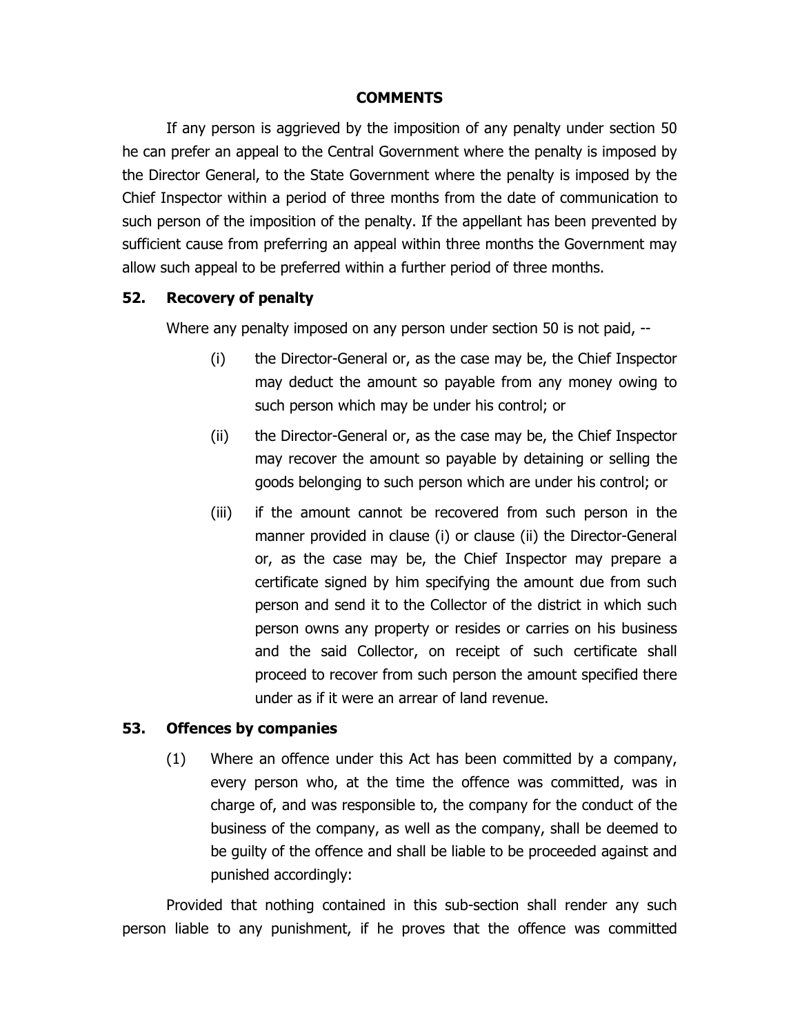**COMMENTS**

If any person is aggrieved by the imposition of any penalty under section 50 he can prefer an appeal to the Central Government where the penalty is imposed by the Director General, to the State Government where the penalty is imposed by the Chief Inspector within a period of three months from the date of communication to such person of the imposition of the penalty. If the appellant has been prevented by sufficient cause from preferring an appeal within three months the Government may allow such appeal to be preferred within a further period of three months.

### 52. Recovery of penalty

Where any penalty imposed on any person under section 50 is not paid, --

(i) the Director-General or, as the case may be, the Chief Inspector may deduct the amount so payable from any money owing to such person which may be under his control; or

(ii) the Director-General or, as the case may be, the Chief Inspector may recover the amount so payable by detaining or selling the goods belonging to such person which are under his control; or

(iii) if the amount cannot be recovered from such person in the manner provided in clause (i) or clause (ii) the Director-General or, as the case may be, the Chief Inspector may prepare a certificate signed by him specifying the amount due from such person and send it to the Collector of the district in which such person owns any property or resides or carries on his business and the said Collector, on receipt of such certificate shall proceed to recover from such person the amount specified there under as if it were an arrear of land revenue.

### 53. Offences by companies

(1) Where an offence under this Act has been committed by a company, every person who, at the time the offence was committed, was in charge of, and was responsible to, the company for the conduct of the business of the company, as well as the company, shall be deemed to be guilty of the offence and shall be liable to be proceeded against and punished accordingly:

Provided that nothing contained in this sub-section shall render any such person liable to any punishment, if he proves that the offence was committed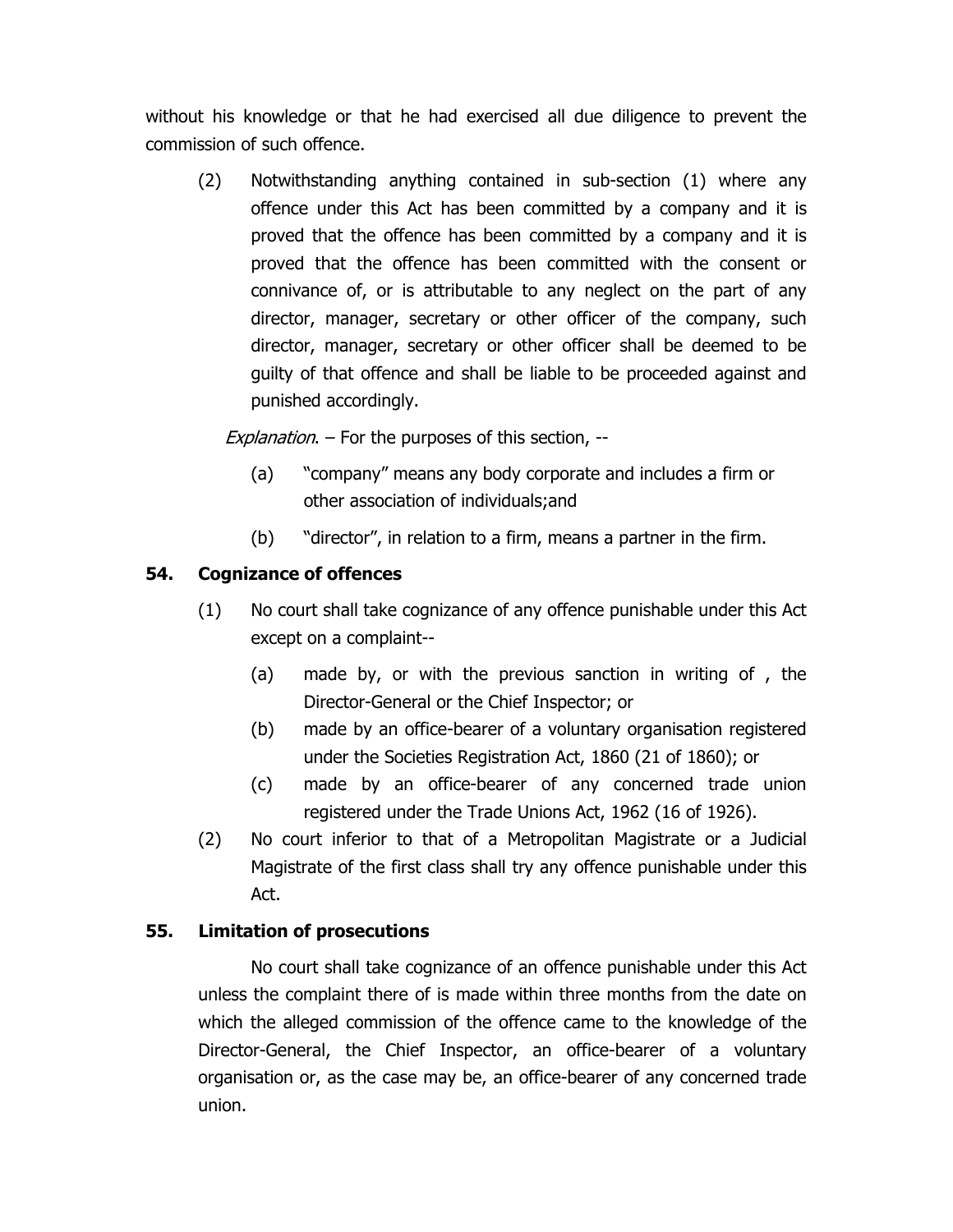without his knowledge or that he had exercised all due diligence to prevent the commission of such offence.

(2) Notwithstanding anything contained in sub-section (1) where any offence under this Act has been committed by a company and it is proved that the offence has been committed by a company and it is proved that the offence has been committed with the consent or connivance of, or is attributable to any neglect on the part of any director, manager, secretary or other officer of the company, such director, manager, secretary or other officer shall be deemed to be guilty of that offence and shall be liable to be proceeded against and punished accordingly.

*Explanation*. – For the purposes of this section, --

(a) "company" means any body corporate and includes a firm or other association of individuals;and

(b) "director", in relation to a firm, means a partner in the firm.

**54. Cognizance of offences**

(1) No court shall take cognizance of any offence punishable under this Act except on a complaint--

(a) made by, or with the previous sanction in writing of , the Director-General or the Chief Inspector; or

(b) made by an office-bearer of a voluntary organisation registered under the Societies Registration Act, 1860 (21 of 1860); or

(c) made by an office-bearer of any concerned trade union registered under the Trade Unions Act, 1962 (16 of 1926).

(2) No court inferior to that of a Metropolitan Magistrate or a Judicial Magistrate of the first class shall try any offence punishable under this Act.

**55. Limitation of prosecutions**

No court shall take cognizance of an offence punishable under this Act unless the complaint there of is made within three months from the date on which the alleged commission of the offence came to the knowledge of the Director-General, the Chief Inspector, an office-bearer of a voluntary organisation or, as the case may be, an office-bearer of any concerned trade union.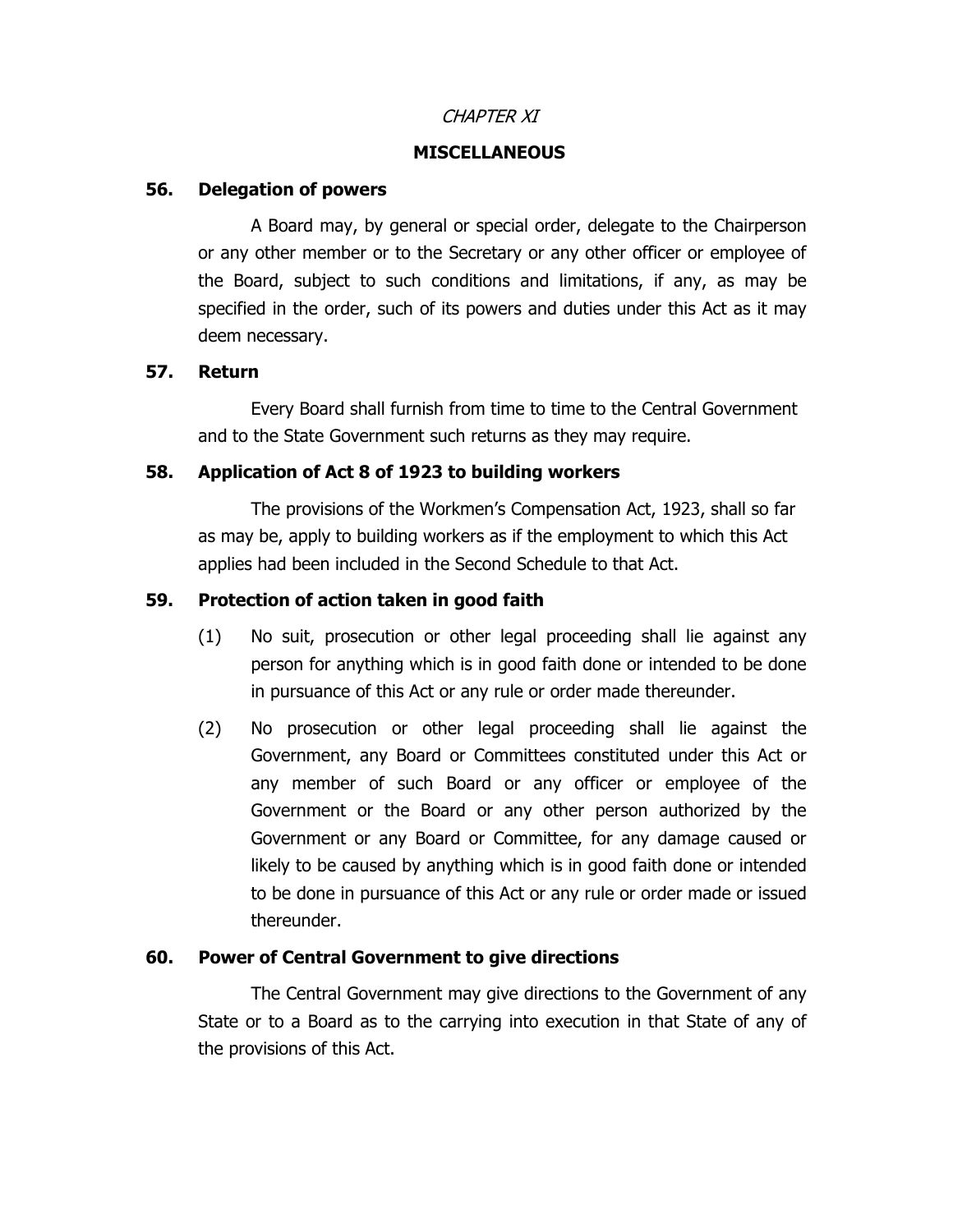*CHAPTER XI*

## MISCELLANEOUS

### 56. Delegation of powers

A Board may, by general or special order, delegate to the Chairperson or any other member or to the Secretary or any other officer or employee of the Board, subject to such conditions and limitations, if any, as may be specified in the order, such of its powers and duties under this Act as it may deem necessary.

### 57. Return

Every Board shall furnish from time to time to the Central Government and to the State Government such returns as they may require.

### 58. Application of Act 8 of 1923 to building workers

The provisions of the Workmen's Compensation Act, 1923, shall so far as may be, apply to building workers as if the employment to which this Act applies had been included in the Second Schedule to that Act.

### 59. Protection of action taken in good faith

(1) No suit, prosecution or other legal proceeding shall lie against any person for anything which is in good faith done or intended to be done in pursuance of this Act or any rule or order made thereunder.

(2) No prosecution or other legal proceeding shall lie against the Government, any Board or Committees constituted under this Act or any member of such Board or any officer or employee of the Government or the Board or any other person authorized by the Government or any Board or Committee, for any damage caused or likely to be caused by anything which is in good faith done or intended to be done in pursuance of this Act or any rule or order made or issued thereunder.

### 60. Power of Central Government to give directions

The Central Government may give directions to the Government of any State or to a Board as to the carrying into execution in that State of any of the provisions of this Act.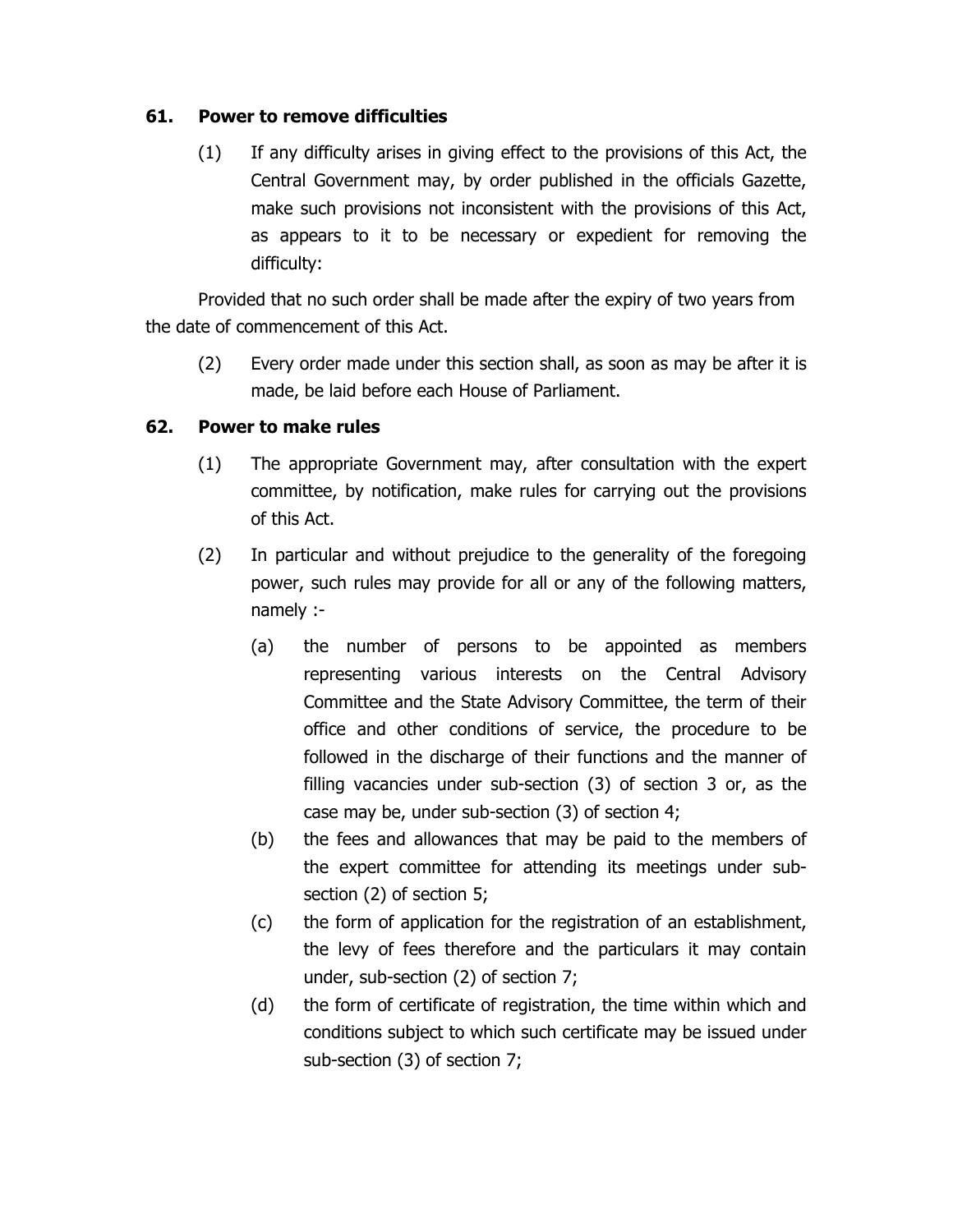### 61. Power to remove difficulties

(1) If any difficulty arises in giving effect to the provisions of this Act, the Central Government may, by order published in the officials Gazette, make such provisions not inconsistent with the provisions of this Act, as appears to it to be necessary or expedient for removing the difficulty:

Provided that no such order shall be made after the expiry of two years from the date of commencement of this Act.

(2) Every order made under this section shall, as soon as may be after it is made, be laid before each House of Parliament.

### 62. Power to make rules

(1) The appropriate Government may, after consultation with the expert committee, by notification, make rules for carrying out the provisions of this Act.

(2) In particular and without prejudice to the generality of the foregoing power, such rules may provide for all or any of the following matters, namely :-

(a) the number of persons to be appointed as members representing various interests on the Central Advisory Committee and the State Advisory Committee, the term of their office and other conditions of service, the procedure to be followed in the discharge of their functions and the manner of filling vacancies under sub-section (3) of section 3 or, as the case may be, under sub-section (3) of section 4;

(b) the fees and allowances that may be paid to the members of the expert committee for attending its meetings under sub-section (2) of section 5;

(c) the form of application for the registration of an establishment, the levy of fees therefore and the particulars it may contain under, sub-section (2) of section 7;

(d) the form of certificate of registration, the time within which and conditions subject to which such certificate may be issued under sub-section (3) of section 7;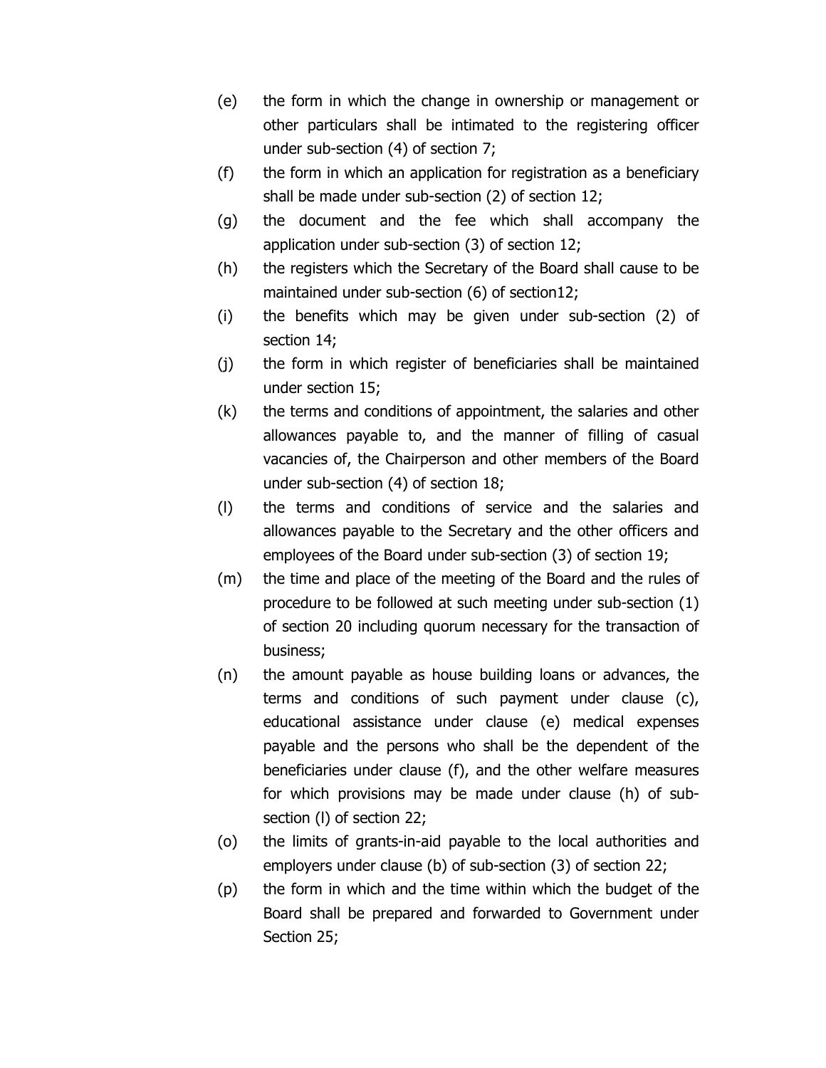(e) the form in which the change in ownership or management or other particulars shall be intimated to the registering officer under sub-section (4) of section 7;

(f) the form in which an application for registration as a beneficiary shall be made under sub-section (2) of section 12;

(g) the document and the fee which shall accompany the application under sub-section (3) of section 12;

(h) the registers which the Secretary of the Board shall cause to be maintained under sub-section (6) of section12;

(i) the benefits which may be given under sub-section (2) of section 14;

(j) the form in which register of beneficiaries shall be maintained under section 15;

(k) the terms and conditions of appointment, the salaries and other allowances payable to, and the manner of filling of casual vacancies of, the Chairperson and other members of the Board under sub-section (4) of section 18;

(l) the terms and conditions of service and the salaries and allowances payable to the Secretary and the other officers and employees of the Board under sub-section (3) of section 19;

(m) the time and place of the meeting of the Board and the rules of procedure to be followed at such meeting under sub-section (1) of section 20 including quorum necessary for the transaction of business;

(n) the amount payable as house building loans or advances, the terms and conditions of such payment under clause (c), educational assistance under clause (e) medical expenses payable and the persons who shall be the dependent of the beneficiaries under clause (f), and the other welfare measures for which provisions may be made under clause (h) of sub-section (l) of section 22;

(o) the limits of grants-in-aid payable to the local authorities and employers under clause (b) of sub-section (3) of section 22;

(p) the form in which and the time within which the budget of the Board shall be prepared and forwarded to Government under Section 25;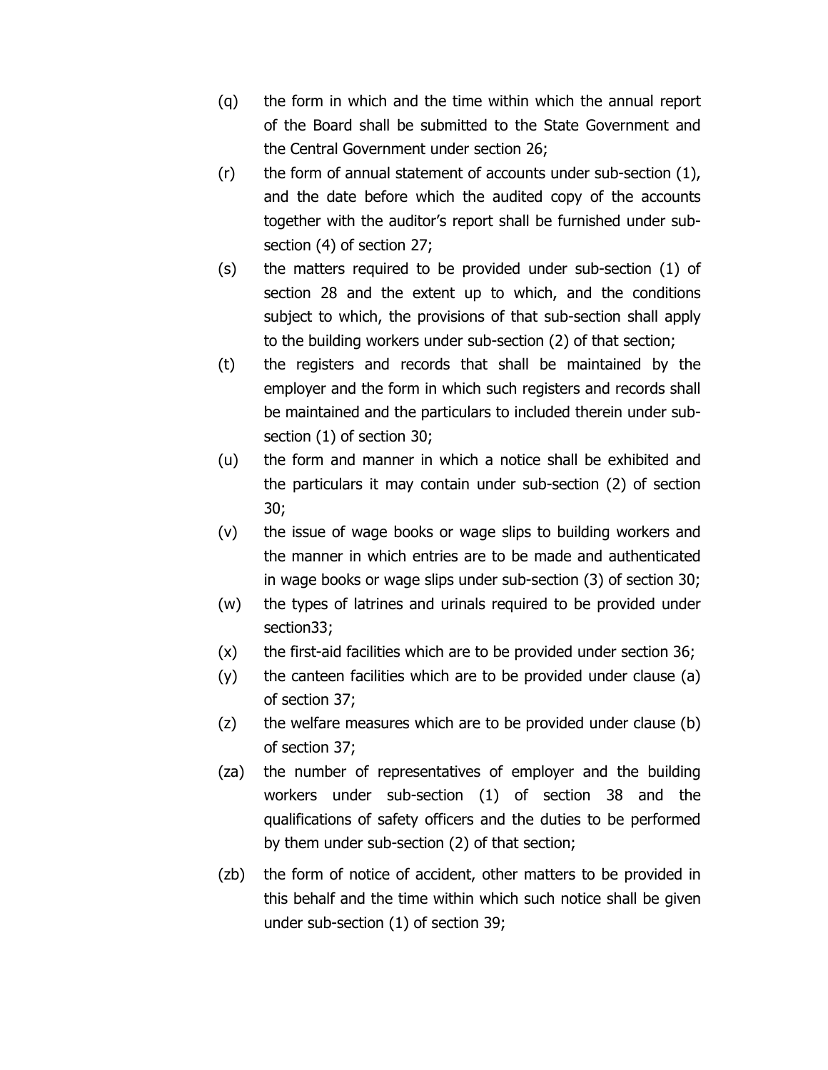(q) the form in which and the time within which the annual report of the Board shall be submitted to the State Government and the Central Government under section 26;

(r) the form of annual statement of accounts under sub-section (1), and the date before which the audited copy of the accounts together with the auditor's report shall be furnished under sub-section (4) of section 27;

(s) the matters required to be provided under sub-section (1) of section 28 and the extent up to which, and the conditions subject to which, the provisions of that sub-section shall apply to the building workers under sub-section (2) of that section;

(t) the registers and records that shall be maintained by the employer and the form in which such registers and records shall be maintained and the particulars to included therein under sub-section (1) of section 30;

(u) the form and manner in which a notice shall be exhibited and the particulars it may contain under sub-section (2) of section 30;

(v) the issue of wage books or wage slips to building workers and the manner in which entries are to be made and authenticated in wage books or wage slips under sub-section (3) of section 30;

(w) the types of latrines and urinals required to be provided under section33;

(x) the first-aid facilities which are to be provided under section 36;

(y) the canteen facilities which are to be provided under clause (a) of section 37;

(z) the welfare measures which are to be provided under clause (b) of section 37;

(za) the number of representatives of employer and the building workers under sub-section (1) of section 38 and the qualifications of safety officers and the duties to be performed by them under sub-section (2) of that section;

(zb) the form of notice of accident, other matters to be provided in this behalf and the time within which such notice shall be given under sub-section (1) of section 39;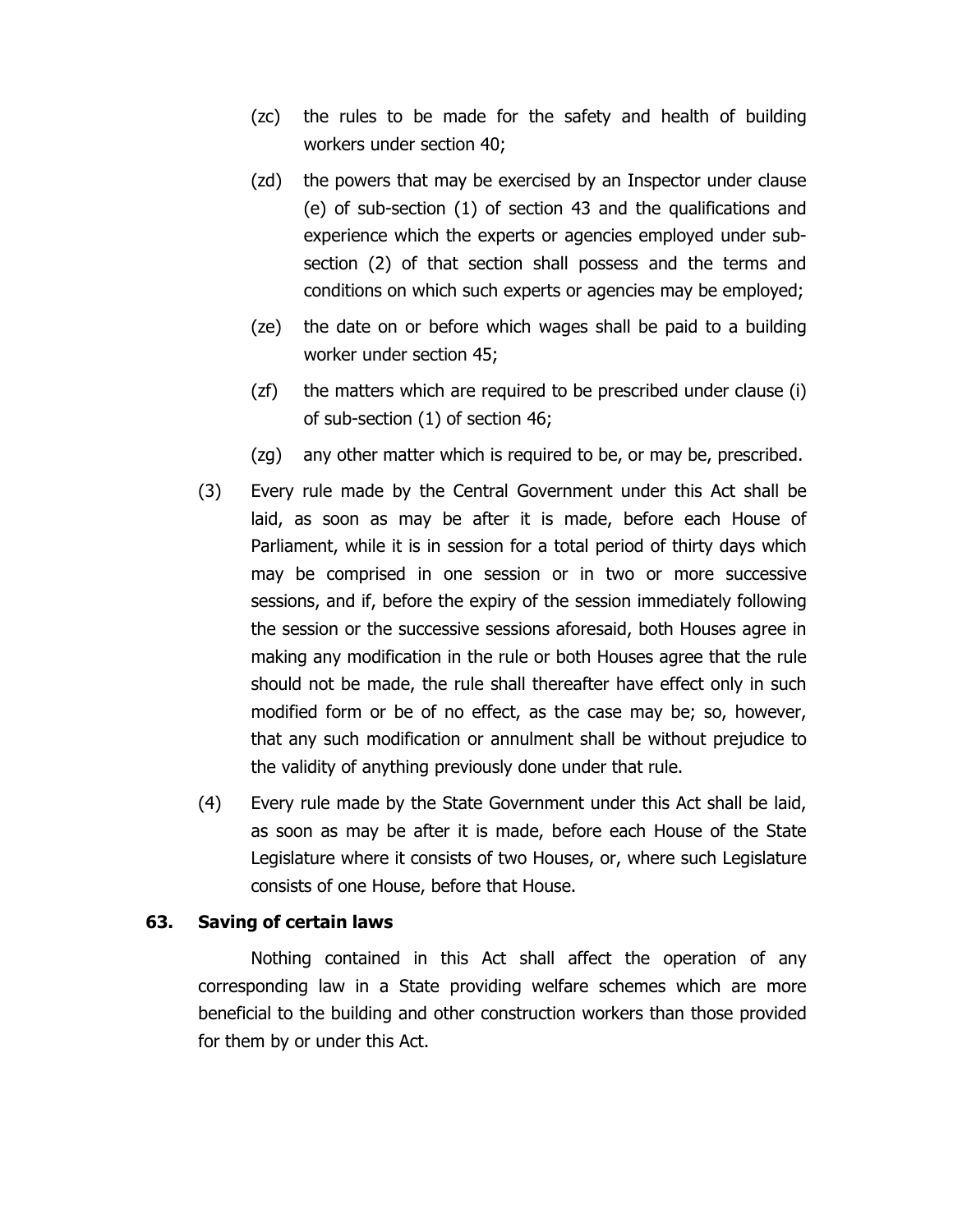(zc) the rules to be made for the safety and health of building workers under section 40;

(zd) the powers that may be exercised by an Inspector under clause (e) of sub-section (1) of section 43 and the qualifications and experience which the experts or agencies employed under sub-section (2) of that section shall possess and the terms and conditions on which such experts or agencies may be employed;

(ze) the date on or before which wages shall be paid to a building worker under section 45;

(zf) the matters which are required to be prescribed under clause (i) of sub-section (1) of section 46;

(zg) any other matter which is required to be, or may be, prescribed.

(3) Every rule made by the Central Government under this Act shall be laid, as soon as may be after it is made, before each House of Parliament, while it is in session for a total period of thirty days which may be comprised in one session or in two or more successive sessions, and if, before the expiry of the session immediately following the session or the successive sessions aforesaid, both Houses agree in making any modification in the rule or both Houses agree that the rule should not be made, the rule shall thereafter have effect only in such modified form or be of no effect, as the case may be; so, however, that any such modification or annulment shall be without prejudice to the validity of anything previously done under that rule.

(4) Every rule made by the State Government under this Act shall be laid, as soon as may be after it is made, before each House of the State Legislature where it consists of two Houses, or, where such Legislature consists of one House, before that House.

**63. Saving of certain laws**

Nothing contained in this Act shall affect the operation of any corresponding law in a State providing welfare schemes which are more beneficial to the building and other construction workers than those provided for them by or under this Act.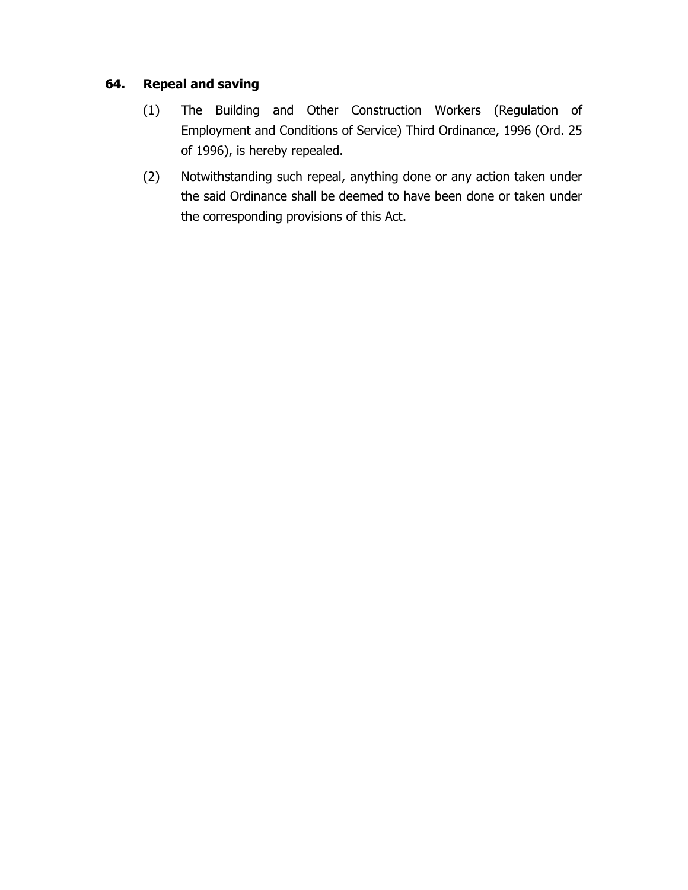## 64. Repeal and saving

(1) The Building and Other Construction Workers (Regulation of Employment and Conditions of Service) Third Ordinance, 1996 (Ord. 25 of 1996), is hereby repealed.

(2) Notwithstanding such repeal, anything done or any action taken under the said Ordinance shall be deemed to have been done or taken under the corresponding provisions of this Act.